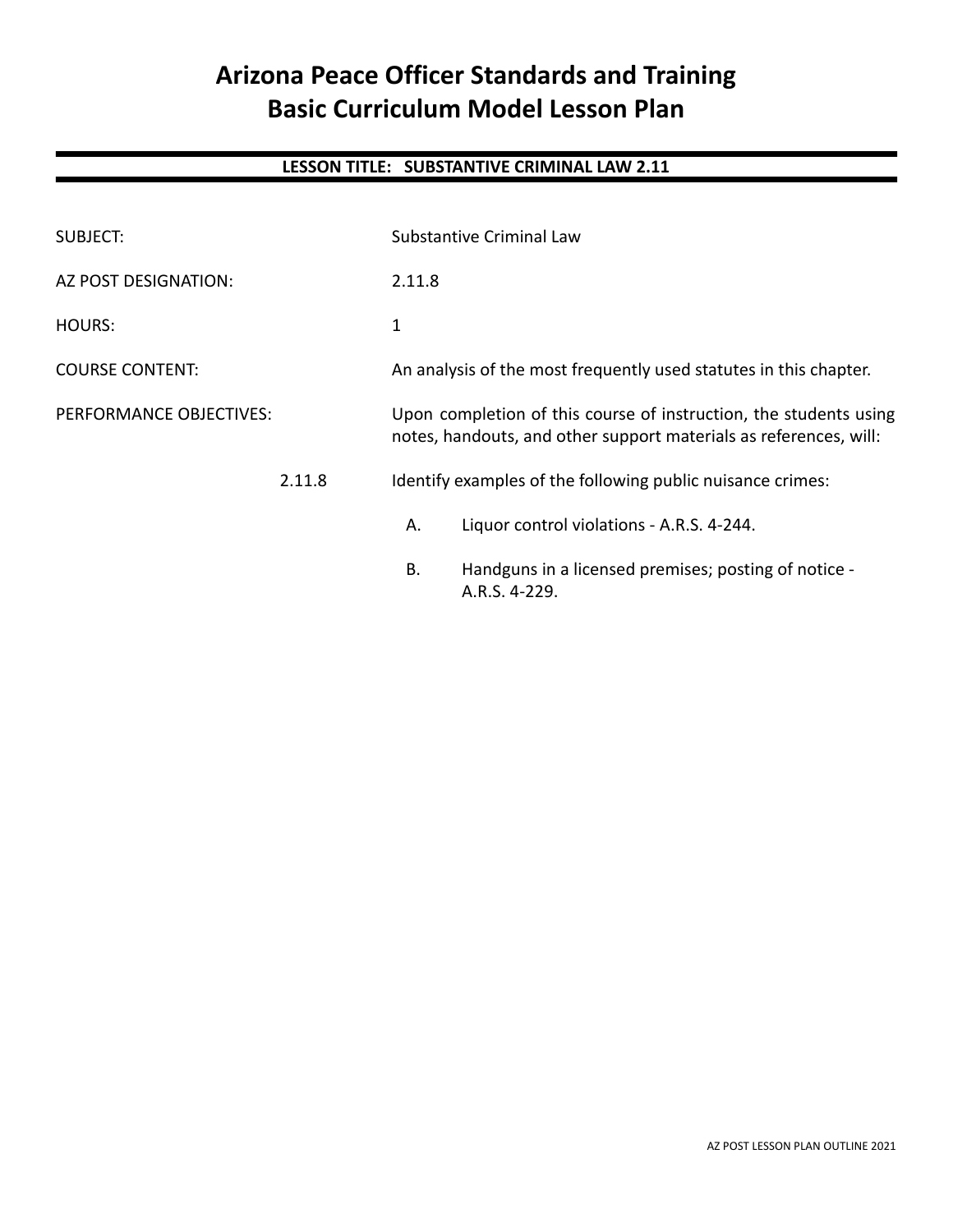# Arizona Peace Officer Standards and Training
# Basic Curriculum Model Lesson Plan

## LESSON TITLE: SUBSTANTIVE CRIMINAL LAW 2.11

SUBJECT: Substantive Criminal Law

AZ POST DESIGNATION: 2.11.8

HOURS: 1

COURSE CONTENT: An analysis of the most frequently used statutes in this chapter.

PERFORMANCE OBJECTIVES: Upon completion of this course of instruction, the students using notes, handouts, and other support materials as references, will:

2.11.8 Identify examples of the following public nuisance crimes:

- A. Liquor control violations - A.R.S. 4-244.
- B. Handguns in a licensed premises; posting of notice - A.R.S. 4-229.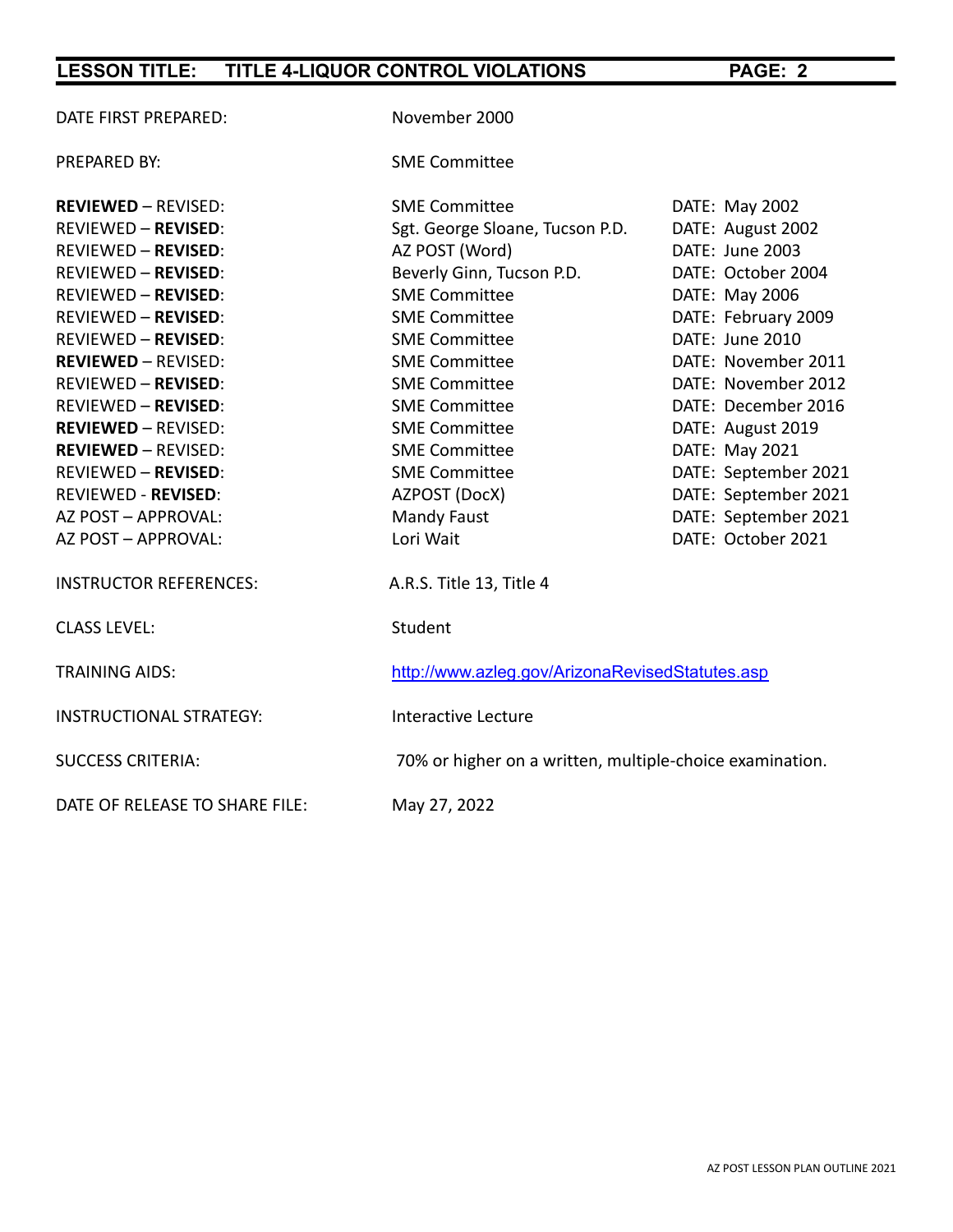DATE FIRST PREPARED: November 2000

PREPARED BY: SME Committee

| | | |
|---|---|---|
| **REVIEWED** – REVISED: | SME Committee | DATE: May 2002 |
| REVIEWED – **REVISED**: | Sgt. George Sloane, Tucson P.D. | DATE: August 2002 |
| REVIEWED – **REVISED**: | AZ POST (Word) | DATE: June 2003 |
| REVIEWED – **REVISED**: | Beverly Ginn, Tucson P.D. | DATE: October 2004 |
| REVIEWED – **REVISED**: | SME Committee | DATE: May 2006 |
| REVIEWED – **REVISED**: | SME Committee | DATE: February 2009 |
| REVIEWED – **REVISED**: | SME Committee | DATE: June 2010 |
| **REVIEWED** – REVISED: | SME Committee | DATE: November 2011 |
| REVIEWED – **REVISED**: | SME Committee | DATE: November 2012 |
| REVIEWED – **REVISED**: | SME Committee | DATE: December 2016 |
| **REVIEWED** – REVISED: | SME Committee | DATE: August 2019 |
| **REVIEWED** – REVISED: | SME Committee | DATE: May 2021 |
| REVIEWED – **REVISED**: | SME Committee | DATE: September 2021 |
| REVIEWED - **REVISED**: | AZPOST (DocX) | DATE: September 2021 |
| AZ POST – APPROVAL: | Mandy Faust | DATE: September 2021 |
| AZ POST – APPROVAL: | Lori Wait | DATE: October 2021 |

INSTRUCTOR REFERENCES: A.R.S. Title 13, Title 4

CLASS LEVEL: Student

TRAINING AIDS: http://www.azleg.gov/ArizonaRevisedStatutes.asp

INSTRUCTIONAL STRATEGY: Interactive Lecture

SUCCESS CRITERIA: 70% or higher on a written, multiple-choice examination.

DATE OF RELEASE TO SHARE FILE: May 27, 2022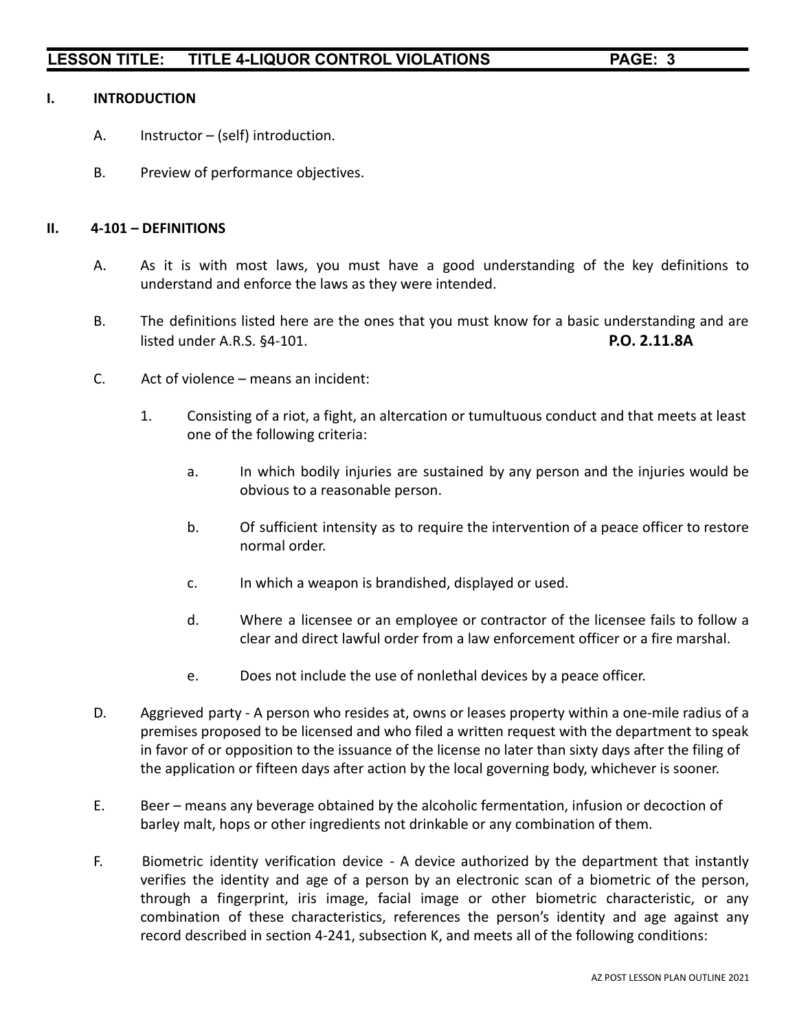## I. INTRODUCTION

A. Instructor – (self) introduction.

B. Preview of performance objectives.

## II. 4-101 – DEFINITIONS

A. As it is with most laws, you must have a good understanding of the key definitions to understand and enforce the laws as they were intended.

B. The definitions listed here are the ones that you must know for a basic understanding and are listed under A.R.S. §4-101. **P.O. 2.11.8A**

C. Act of violence – means an incident:

1. Consisting of a riot, a fight, an altercation or tumultuous conduct and that meets at least one of the following criteria:

   a. In which bodily injuries are sustained by any person and the injuries would be obvious to a reasonable person.

   b. Of sufficient intensity as to require the intervention of a peace officer to restore normal order.

   c. In which a weapon is brandished, displayed or used.

   d. Where a licensee or an employee or contractor of the licensee fails to follow a clear and direct lawful order from a law enforcement officer or a fire marshal.

   e. Does not include the use of nonlethal devices by a peace officer.

D. Aggrieved party - A person who resides at, owns or leases property within a one-mile radius of a premises proposed to be licensed and who filed a written request with the department to speak in favor of or opposition to the issuance of the license no later than sixty days after the filing of the application or fifteen days after action by the local governing body, whichever is sooner.

E. Beer – means any beverage obtained by the alcoholic fermentation, infusion or decoction of barley malt, hops or other ingredients not drinkable or any combination of them.

F. Biometric identity verification device - A device authorized by the department that instantly verifies the identity and age of a person by an electronic scan of a biometric of the person, through a fingerprint, iris image, facial image or other biometric characteristic, or any combination of these characteristics, references the person's identity and age against any record described in section 4-241, subsection K, and meets all of the following conditions: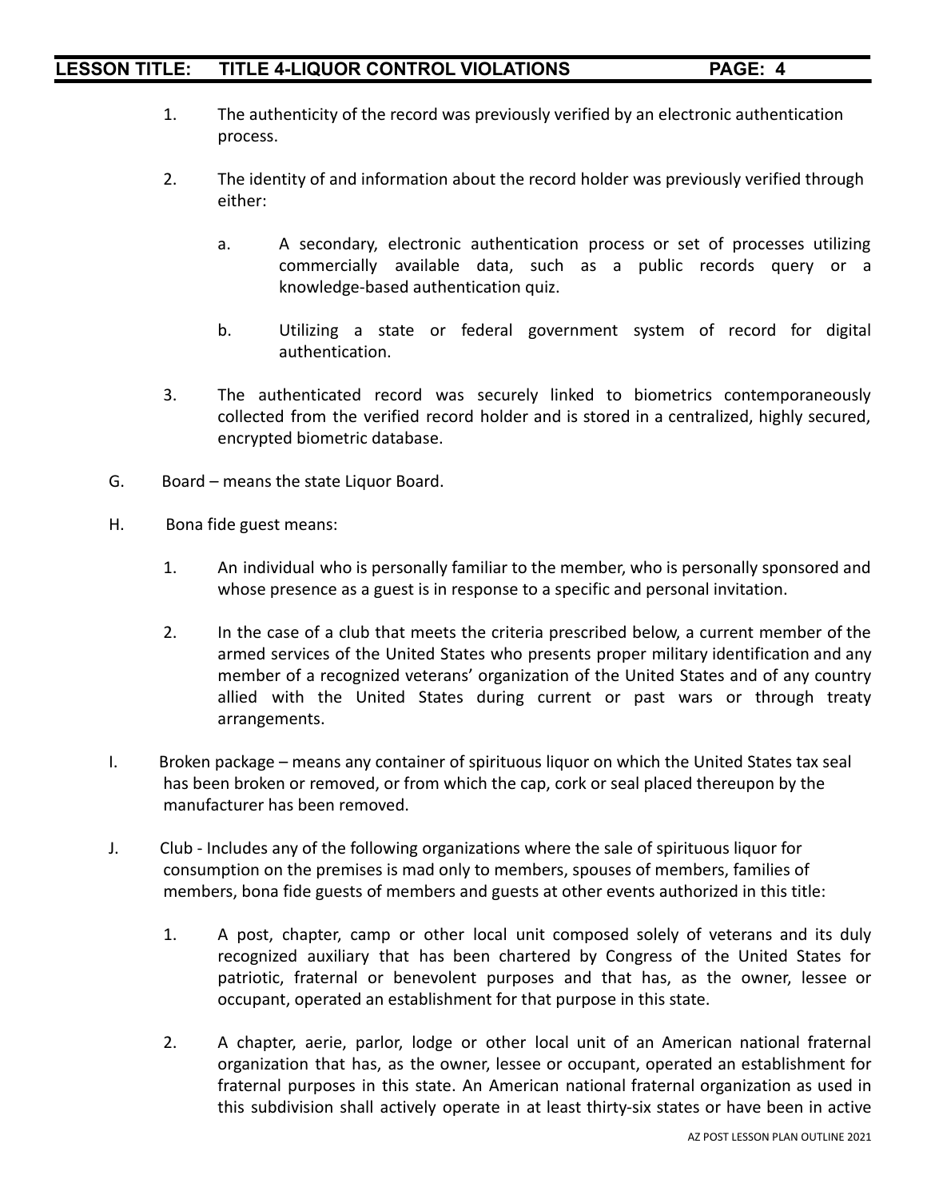1. The authenticity of the record was previously verified by an electronic authentication process.

2. The identity of and information about the record holder was previously verified through either:

   a. A secondary, electronic authentication process or set of processes utilizing commercially available data, such as a public records query or a knowledge-based authentication quiz.

   b. Utilizing a state or federal government system of record for digital authentication.

3. The authenticated record was securely linked to biometrics contemporaneously collected from the verified record holder and is stored in a centralized, highly secured, encrypted biometric database.

G. Board – means the state Liquor Board.

H. Bona fide guest means:

1. An individual who is personally familiar to the member, who is personally sponsored and whose presence as a guest is in response to a specific and personal invitation.

2. In the case of a club that meets the criteria prescribed below, a current member of the armed services of the United States who presents proper military identification and any member of a recognized veterans' organization of the United States and of any country allied with the United States during current or past wars or through treaty arrangements.

I. Broken package – means any container of spirituous liquor on which the United States tax seal has been broken or removed, or from which the cap, cork or seal placed thereupon by the manufacturer has been removed.

J. Club - Includes any of the following organizations where the sale of spirituous liquor for consumption on the premises is mad only to members, spouses of members, families of members, bona fide guests of members and guests at other events authorized in this title:

1. A post, chapter, camp or other local unit composed solely of veterans and its duly recognized auxiliary that has been chartered by Congress of the United States for patriotic, fraternal or benevolent purposes and that has, as the owner, lessee or occupant, operated an establishment for that purpose in this state.

2. A chapter, aerie, parlor, lodge or other local unit of an American national fraternal organization that has, as the owner, lessee or occupant, operated an establishment for fraternal purposes in this state. An American national fraternal organization as used in this subdivision shall actively operate in at least thirty-six states or have been in active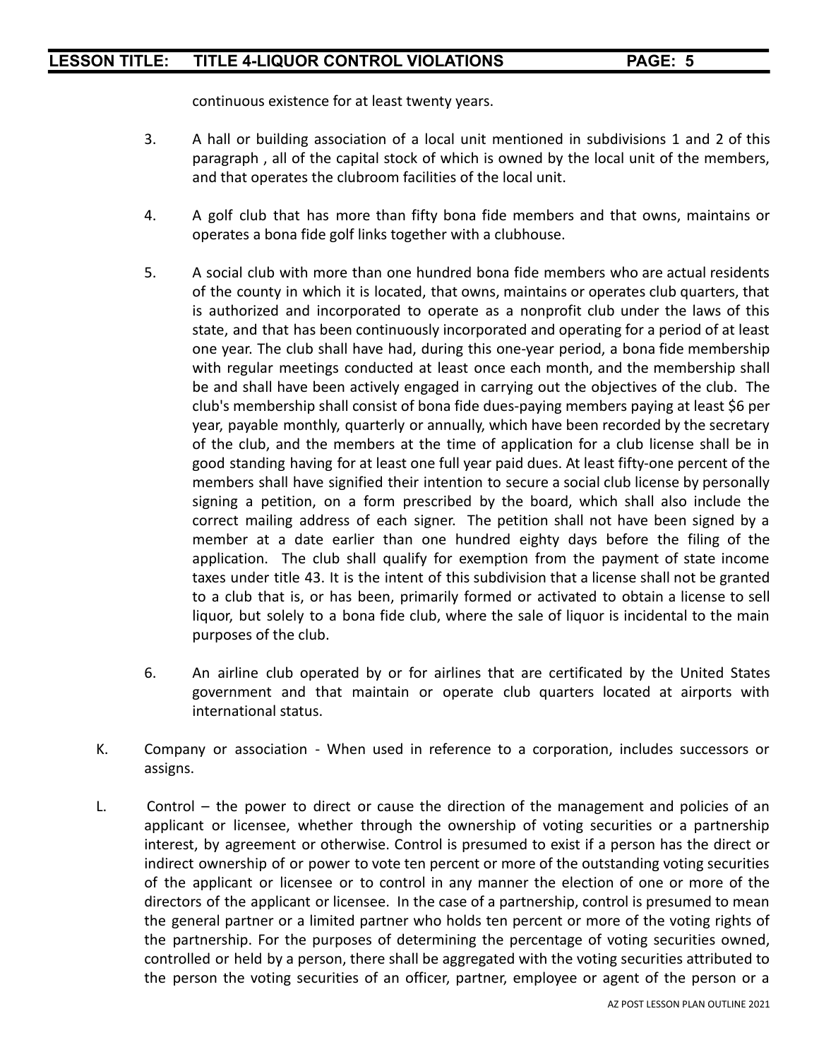continuous existence for at least twenty years.

3. A hall or building association of a local unit mentioned in subdivisions 1 and 2 of this paragraph , all of the capital stock of which is owned by the local unit of the members, and that operates the clubroom facilities of the local unit.

4. A golf club that has more than fifty bona fide members and that owns, maintains or operates a bona fide golf links together with a clubhouse.

5. A social club with more than one hundred bona fide members who are actual residents of the county in which it is located, that owns, maintains or operates club quarters, that is authorized and incorporated to operate as a nonprofit club under the laws of this state, and that has been continuously incorporated and operating for a period of at least one year. The club shall have had, during this one-year period, a bona fide membership with regular meetings conducted at least once each month, and the membership shall be and shall have been actively engaged in carrying out the objectives of the club. The club's membership shall consist of bona fide dues-paying members paying at least $6 per year, payable monthly, quarterly or annually, which have been recorded by the secretary of the club, and the members at the time of application for a club license shall be in good standing having for at least one full year paid dues. At least fifty-one percent of the members shall have signified their intention to secure a social club license by personally signing a petition, on a form prescribed by the board, which shall also include the correct mailing address of each signer. The petition shall not have been signed by a member at a date earlier than one hundred eighty days before the filing of the application. The club shall qualify for exemption from the payment of state income taxes under title 43. It is the intent of this subdivision that a license shall not be granted to a club that is, or has been, primarily formed or activated to obtain a license to sell liquor, but solely to a bona fide club, where the sale of liquor is incidental to the main purposes of the club.

6. An airline club operated by or for airlines that are certificated by the United States government and that maintain or operate club quarters located at airports with international status.

K. Company or association - When used in reference to a corporation, includes successors or assigns.

L. Control – the power to direct or cause the direction of the management and policies of an applicant or licensee, whether through the ownership of voting securities or a partnership interest, by agreement or otherwise. Control is presumed to exist if a person has the direct or indirect ownership of or power to vote ten percent or more of the outstanding voting securities of the applicant or licensee or to control in any manner the election of one or more of the directors of the applicant or licensee. In the case of a partnership, control is presumed to mean the general partner or a limited partner who holds ten percent or more of the voting rights of the partnership. For the purposes of determining the percentage of voting securities owned, controlled or held by a person, there shall be aggregated with the voting securities attributed to the person the voting securities of an officer, partner, employee or agent of the person or a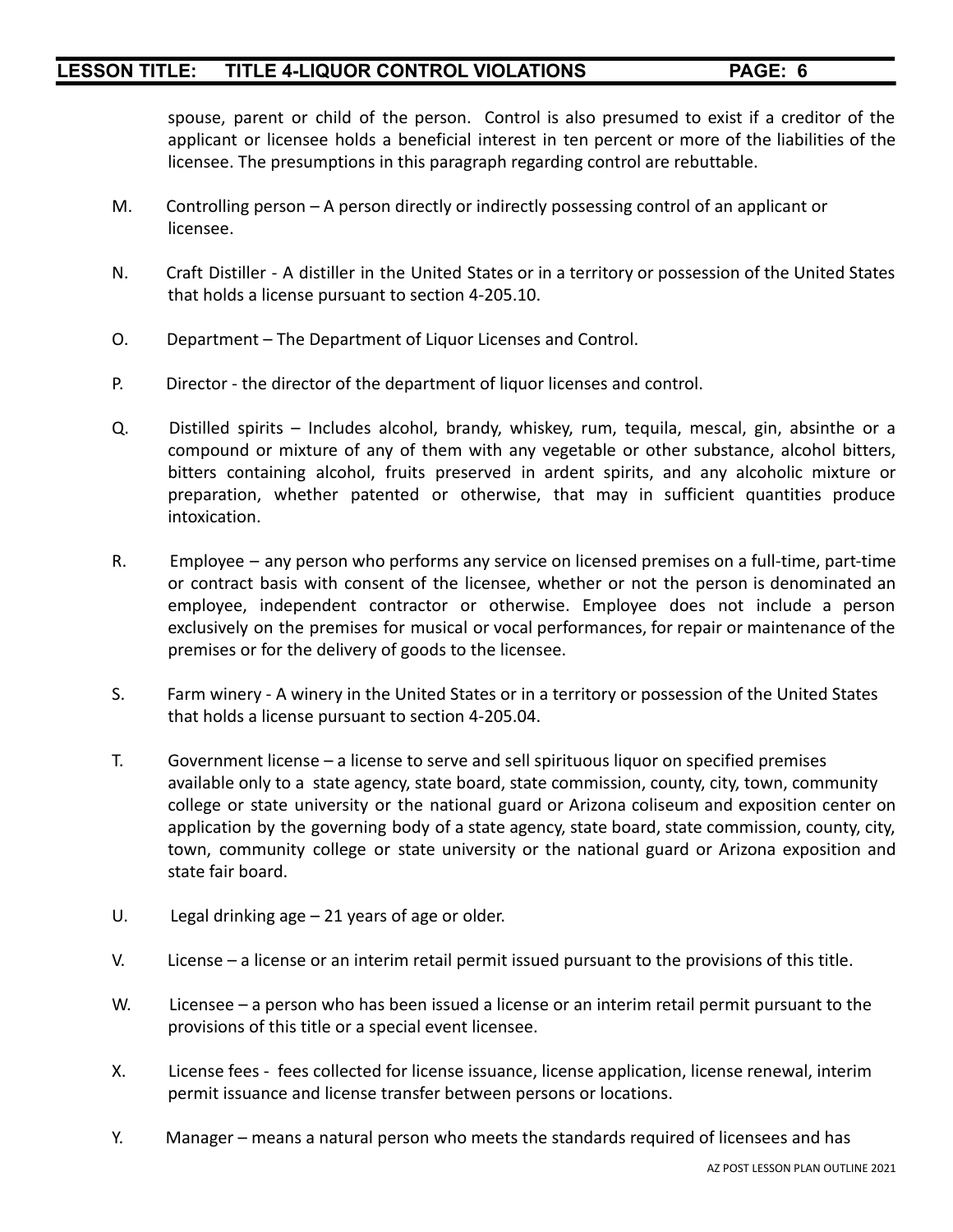spouse, parent or child of the person. Control is also presumed to exist if a creditor of the applicant or licensee holds a beneficial interest in ten percent or more of the liabilities of the licensee. The presumptions in this paragraph regarding control are rebuttable.

M. Controlling person – A person directly or indirectly possessing control of an applicant or licensee.

N. Craft Distiller - A distiller in the United States or in a territory or possession of the United States that holds a license pursuant to section 4-205.10.

O. Department – The Department of Liquor Licenses and Control.

P. Director - the director of the department of liquor licenses and control.

Q. Distilled spirits – Includes alcohol, brandy, whiskey, rum, tequila, mescal, gin, absinthe or a compound or mixture of any of them with any vegetable or other substance, alcohol bitters, bitters containing alcohol, fruits preserved in ardent spirits, and any alcoholic mixture or preparation, whether patented or otherwise, that may in sufficient quantities produce intoxication.

R. Employee – any person who performs any service on licensed premises on a full-time, part-time or contract basis with consent of the licensee, whether or not the person is denominated an employee, independent contractor or otherwise. Employee does not include a person exclusively on the premises for musical or vocal performances, for repair or maintenance of the premises or for the delivery of goods to the licensee.

S. Farm winery - A winery in the United States or in a territory or possession of the United States that holds a license pursuant to section 4-205.04.

T. Government license – a license to serve and sell spirituous liquor on specified premises available only to a state agency, state board, state commission, county, city, town, community college or state university or the national guard or Arizona coliseum and exposition center on application by the governing body of a state agency, state board, state commission, county, city, town, community college or state university or the national guard or Arizona exposition and state fair board.

U. Legal drinking age – 21 years of age or older.

V. License – a license or an interim retail permit issued pursuant to the provisions of this title.

W. Licensee – a person who has been issued a license or an interim retail permit pursuant to the provisions of this title or a special event licensee.

X. License fees - fees collected for license issuance, license application, license renewal, interim permit issuance and license transfer between persons or locations.

Y. Manager – means a natural person who meets the standards required of licensees and has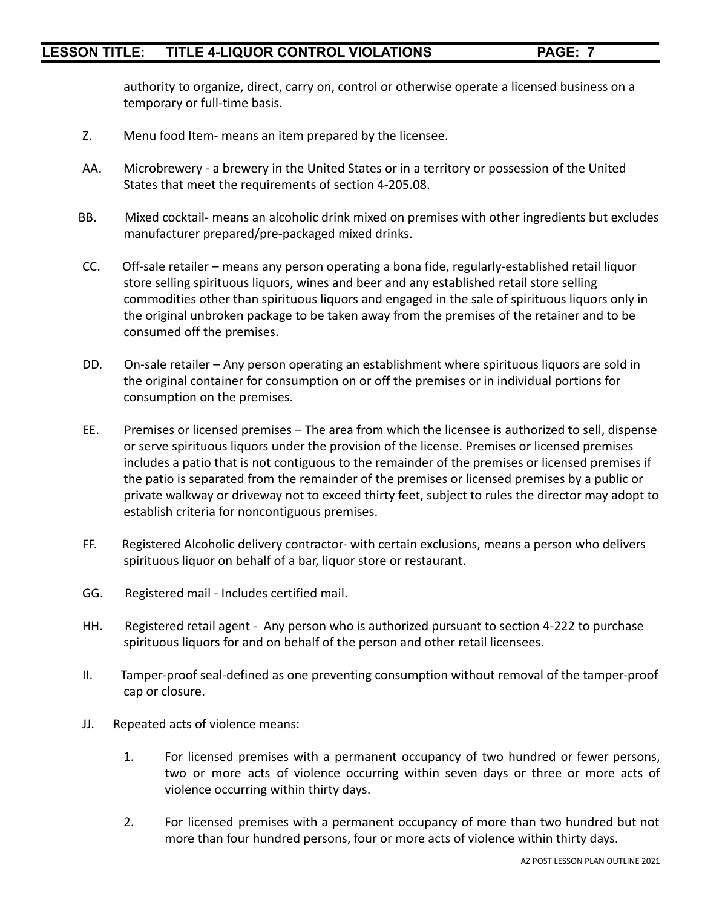authority to organize, direct, carry on, control or otherwise operate a licensed business on a temporary or full-time basis.

Z. Menu food Item- means an item prepared by the licensee.

AA. Microbrewery - a brewery in the United States or in a territory or possession of the United States that meet the requirements of section 4-205.08.

BB. Mixed cocktail- means an alcoholic drink mixed on premises with other ingredients but excludes manufacturer prepared/pre-packaged mixed drinks.

CC. Off-sale retailer – means any person operating a bona fide, regularly-established retail liquor store selling spirituous liquors, wines and beer and any established retail store selling commodities other than spirituous liquors and engaged in the sale of spirituous liquors only in the original unbroken package to be taken away from the premises of the retainer and to be consumed off the premises.

DD. On-sale retailer – Any person operating an establishment where spirituous liquors are sold in the original container for consumption on or off the premises or in individual portions for consumption on the premises.

EE. Premises or licensed premises – The area from which the licensee is authorized to sell, dispense or serve spirituous liquors under the provision of the license. Premises or licensed premises includes a patio that is not contiguous to the remainder of the premises or licensed premises if the patio is separated from the remainder of the premises or licensed premises by a public or private walkway or driveway not to exceed thirty feet, subject to rules the director may adopt to establish criteria for noncontiguous premises.

FF. Registered Alcoholic delivery contractor- with certain exclusions, means a person who delivers spirituous liquor on behalf of a bar, liquor store or restaurant.

GG. Registered mail - Includes certified mail.

HH. Registered retail agent - Any person who is authorized pursuant to section 4-222 to purchase spirituous liquors for and on behalf of the person and other retail licensees.

II. Tamper-proof seal-defined as one preventing consumption without removal of the tamper-proof cap or closure.

JJ. Repeated acts of violence means:

1. For licensed premises with a permanent occupancy of two hundred or fewer persons, two or more acts of violence occurring within seven days or three or more acts of violence occurring within thirty days.

2. For licensed premises with a permanent occupancy of more than two hundred but not more than four hundred persons, four or more acts of violence within thirty days.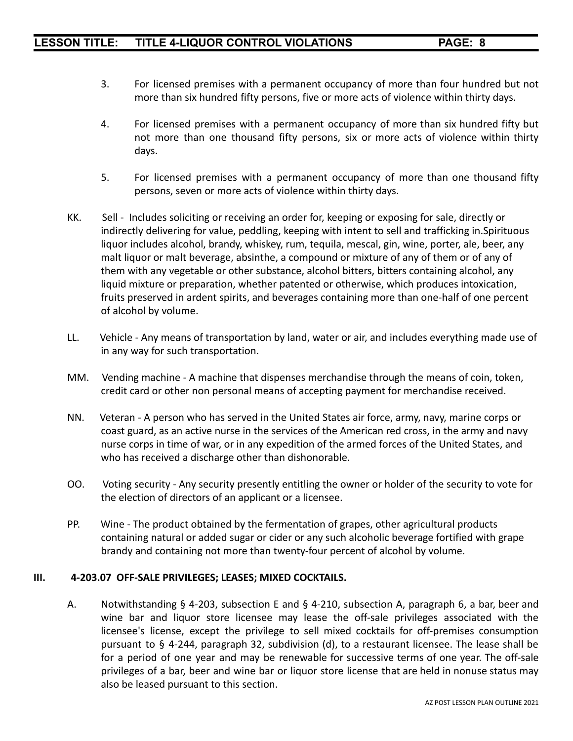3. For licensed premises with a permanent occupancy of more than four hundred but not more than six hundred fifty persons, five or more acts of violence within thirty days.

4. For licensed premises with a permanent occupancy of more than six hundred fifty but not more than one thousand fifty persons, six or more acts of violence within thirty days.

5. For licensed premises with a permanent occupancy of more than one thousand fifty persons, seven or more acts of violence within thirty days.

KK. Sell - Includes soliciting or receiving an order for, keeping or exposing for sale, directly or indirectly delivering for value, peddling, keeping with intent to sell and trafficking in.Spirituous liquor includes alcohol, brandy, whiskey, rum, tequila, mescal, gin, wine, porter, ale, beer, any malt liquor or malt beverage, absinthe, a compound or mixture of any of them or of any of them with any vegetable or other substance, alcohol bitters, bitters containing alcohol, any liquid mixture or preparation, whether patented or otherwise, which produces intoxication, fruits preserved in ardent spirits, and beverages containing more than one-half of one percent of alcohol by volume.

LL. Vehicle - Any means of transportation by land, water or air, and includes everything made use of in any way for such transportation.

MM. Vending machine - A machine that dispenses merchandise through the means of coin, token, credit card or other non personal means of accepting payment for merchandise received.

NN. Veteran - A person who has served in the United States air force, army, navy, marine corps or coast guard, as an active nurse in the services of the American red cross, in the army and navy nurse corps in time of war, or in any expedition of the armed forces of the United States, and who has received a discharge other than dishonorable.

OO. Voting security - Any security presently entitling the owner or holder of the security to vote for the election of directors of an applicant or a licensee.

PP. Wine - The product obtained by the fermentation of grapes, other agricultural products containing natural or added sugar or cider or any such alcoholic beverage fortified with grape brandy and containing not more than twenty-four percent of alcohol by volume.

## III. 4-203.07 OFF-SALE PRIVILEGES; LEASES; MIXED COCKTAILS.

A. Notwithstanding § 4-203, subsection E and § 4-210, subsection A, paragraph 6, a bar, beer and wine bar and liquor store licensee may lease the off-sale privileges associated with the licensee's license, except the privilege to sell mixed cocktails for off-premises consumption pursuant to § 4-244, paragraph 32, subdivision (d), to a restaurant licensee. The lease shall be for a period of one year and may be renewable for successive terms of one year. The off-sale privileges of a bar, beer and wine bar or liquor store license that are held in nonuse status may also be leased pursuant to this section.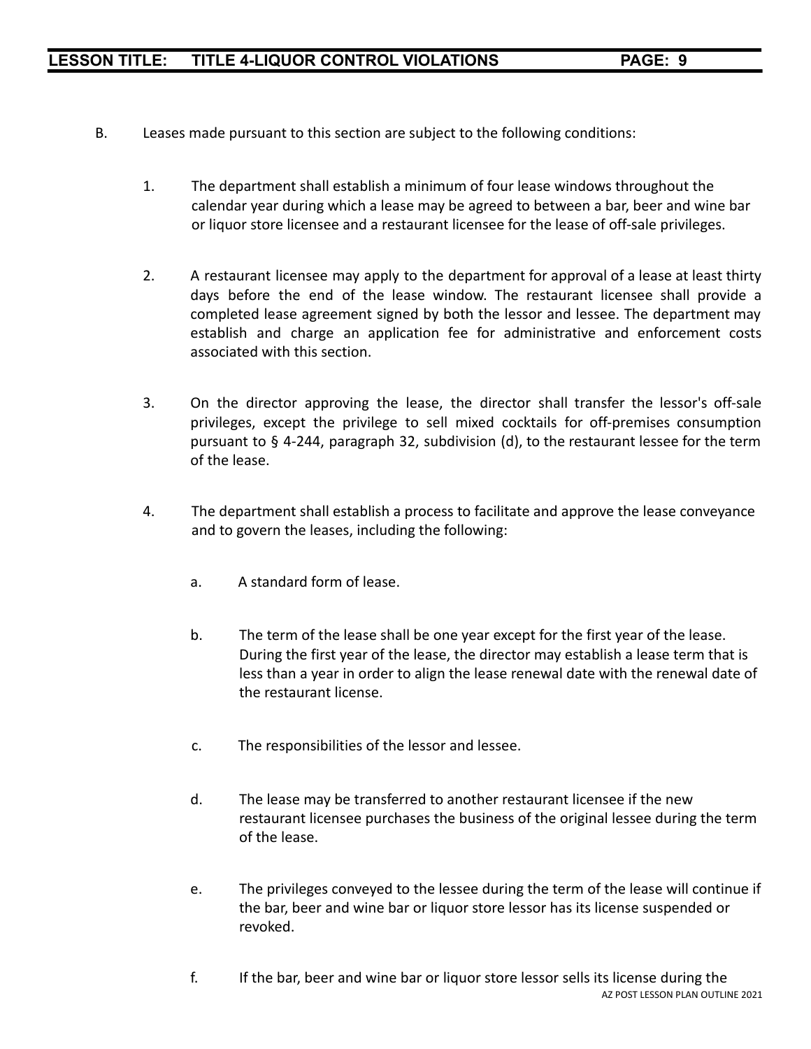B. Leases made pursuant to this section are subject to the following conditions:

1. The department shall establish a minimum of four lease windows throughout the calendar year during which a lease may be agreed to between a bar, beer and wine bar or liquor store licensee and a restaurant licensee for the lease of off-sale privileges.

2. A restaurant licensee may apply to the department for approval of a lease at least thirty days before the end of the lease window. The restaurant licensee shall provide a completed lease agreement signed by both the lessor and lessee. The department may establish and charge an application fee for administrative and enforcement costs associated with this section.

3. On the director approving the lease, the director shall transfer the lessor's off-sale privileges, except the privilege to sell mixed cocktails for off-premises consumption pursuant to § 4-244, paragraph 32, subdivision (d), to the restaurant lessee for the term of the lease.

4. The department shall establish a process to facilitate and approve the lease conveyance and to govern the leases, including the following:

   a. A standard form of lease.

   b. The term of the lease shall be one year except for the first year of the lease. During the first year of the lease, the director may establish a lease term that is less than a year in order to align the lease renewal date with the renewal date of the restaurant license.

   c. The responsibilities of the lessor and lessee.

   d. The lease may be transferred to another restaurant licensee if the new restaurant licensee purchases the business of the original lessee during the term of the lease.

   e. The privileges conveyed to the lessee during the term of the lease will continue if the bar, beer and wine bar or liquor store lessor has its license suspended or revoked.

   f. If the bar, beer and wine bar or liquor store lessor sells its license during the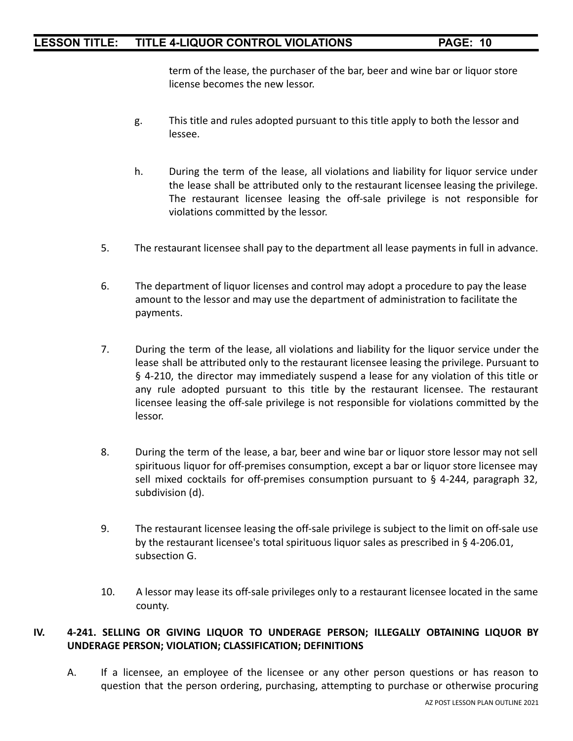term of the lease, the purchaser of the bar, beer and wine bar or liquor store license becomes the new lessor.

g. This title and rules adopted pursuant to this title apply to both the lessor and lessee.

h. During the term of the lease, all violations and liability for liquor service under the lease shall be attributed only to the restaurant licensee leasing the privilege. The restaurant licensee leasing the off-sale privilege is not responsible for violations committed by the lessor.

5. The restaurant licensee shall pay to the department all lease payments in full in advance.

6. The department of liquor licenses and control may adopt a procedure to pay the lease amount to the lessor and may use the department of administration to facilitate the payments.

7. During the term of the lease, all violations and liability for the liquor service under the lease shall be attributed only to the restaurant licensee leasing the privilege. Pursuant to § 4-210, the director may immediately suspend a lease for any violation of this title or any rule adopted pursuant to this title by the restaurant licensee. The restaurant licensee leasing the off-sale privilege is not responsible for violations committed by the lessor.

8. During the term of the lease, a bar, beer and wine bar or liquor store lessor may not sell spirituous liquor for off-premises consumption, except a bar or liquor store licensee may sell mixed cocktails for off-premises consumption pursuant to § 4-244, paragraph 32, subdivision (d).

9. The restaurant licensee leasing the off-sale privilege is subject to the limit on off-sale use by the restaurant licensee's total spirituous liquor sales as prescribed in § 4-206.01, subsection G.

10. A lessor may lease its off-sale privileges only to a restaurant licensee located in the same county.

## IV. 4-241. SELLING OR GIVING LIQUOR TO UNDERAGE PERSON; ILLEGALLY OBTAINING LIQUOR BY UNDERAGE PERSON; VIOLATION; CLASSIFICATION; DEFINITIONS

A. If a licensee, an employee of the licensee or any other person questions or has reason to question that the person ordering, purchasing, attempting to purchase or otherwise procuring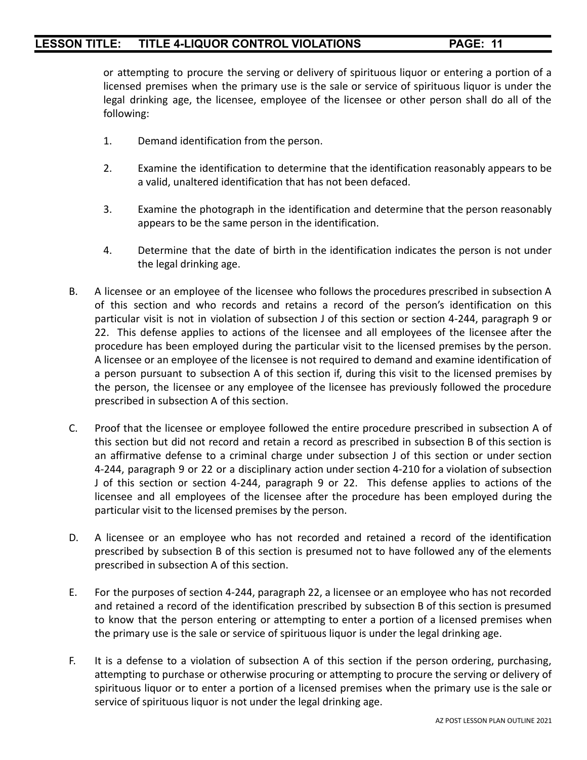or attempting to procure the serving or delivery of spirituous liquor or entering a portion of a licensed premises when the primary use is the sale or service of spirituous liquor is under the legal drinking age, the licensee, employee of the licensee or other person shall do all of the following:

1. Demand identification from the person.

2. Examine the identification to determine that the identification reasonably appears to be a valid, unaltered identification that has not been defaced.

3. Examine the photograph in the identification and determine that the person reasonably appears to be the same person in the identification.

4. Determine that the date of birth in the identification indicates the person is not under the legal drinking age.

B. A licensee or an employee of the licensee who follows the procedures prescribed in subsection A of this section and who records and retains a record of the person's identification on this particular visit is not in violation of subsection J of this section or section 4-244, paragraph 9 or 22. This defense applies to actions of the licensee and all employees of the licensee after the procedure has been employed during the particular visit to the licensed premises by the person. A licensee or an employee of the licensee is not required to demand and examine identification of a person pursuant to subsection A of this section if, during this visit to the licensed premises by the person, the licensee or any employee of the licensee has previously followed the procedure prescribed in subsection A of this section.

C. Proof that the licensee or employee followed the entire procedure prescribed in subsection A of this section but did not record and retain a record as prescribed in subsection B of this section is an affirmative defense to a criminal charge under subsection J of this section or under section 4-244, paragraph 9 or 22 or a disciplinary action under section 4-210 for a violation of subsection J of this section or section 4-244, paragraph 9 or 22. This defense applies to actions of the licensee and all employees of the licensee after the procedure has been employed during the particular visit to the licensed premises by the person.

D. A licensee or an employee who has not recorded and retained a record of the identification prescribed by subsection B of this section is presumed not to have followed any of the elements prescribed in subsection A of this section.

E. For the purposes of section 4-244, paragraph 22, a licensee or an employee who has not recorded and retained a record of the identification prescribed by subsection B of this section is presumed to know that the person entering or attempting to enter a portion of a licensed premises when the primary use is the sale or service of spirituous liquor is under the legal drinking age.

F. It is a defense to a violation of subsection A of this section if the person ordering, purchasing, attempting to purchase or otherwise procuring or attempting to procure the serving or delivery of spirituous liquor or to enter a portion of a licensed premises when the primary use is the sale or service of spirituous liquor is not under the legal drinking age.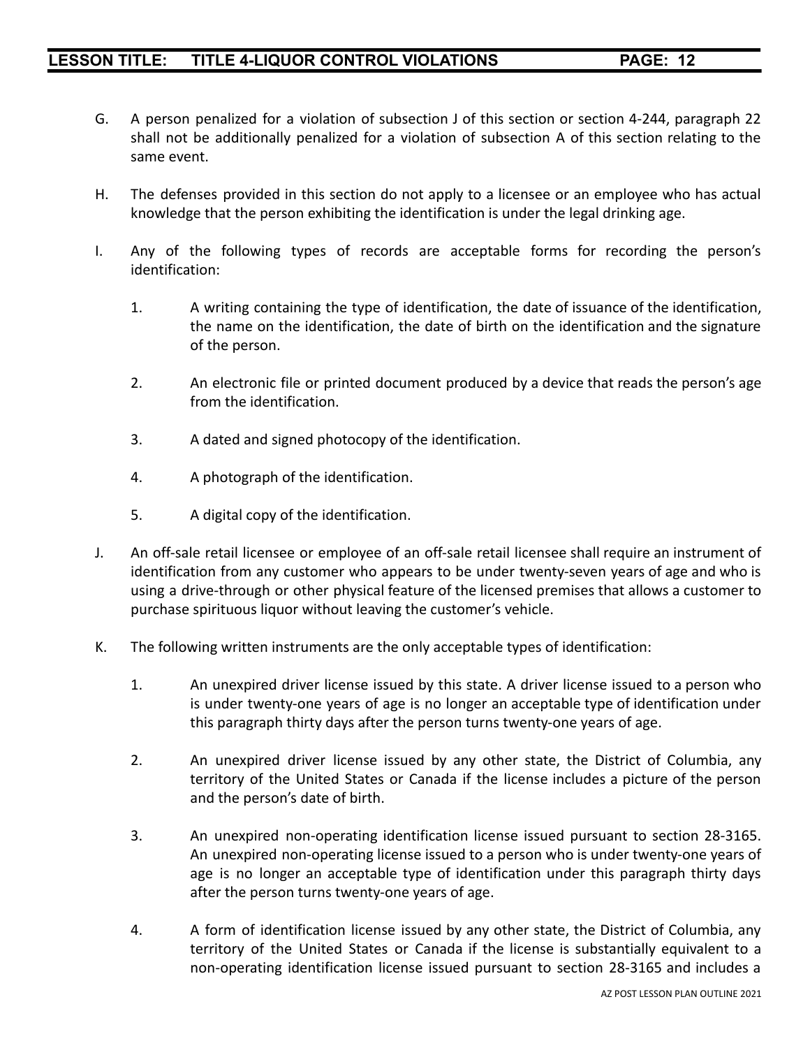G. A person penalized for a violation of subsection J of this section or section 4-244, paragraph 22 shall not be additionally penalized for a violation of subsection A of this section relating to the same event.

H. The defenses provided in this section do not apply to a licensee or an employee who has actual knowledge that the person exhibiting the identification is under the legal drinking age.

I. Any of the following types of records are acceptable forms for recording the person's identification:

1. A writing containing the type of identification, the date of issuance of the identification, the name on the identification, the date of birth on the identification and the signature of the person.

2. An electronic file or printed document produced by a device that reads the person's age from the identification.

3. A dated and signed photocopy of the identification.

4. A photograph of the identification.

5. A digital copy of the identification.

J. An off-sale retail licensee or employee of an off-sale retail licensee shall require an instrument of identification from any customer who appears to be under twenty-seven years of age and who is using a drive-through or other physical feature of the licensed premises that allows a customer to purchase spirituous liquor without leaving the customer's vehicle.

K. The following written instruments are the only acceptable types of identification:

1. An unexpired driver license issued by this state. A driver license issued to a person who is under twenty-one years of age is no longer an acceptable type of identification under this paragraph thirty days after the person turns twenty-one years of age.

2. An unexpired driver license issued by any other state, the District of Columbia, any territory of the United States or Canada if the license includes a picture of the person and the person's date of birth.

3. An unexpired non-operating identification license issued pursuant to section 28-3165. An unexpired non-operating license issued to a person who is under twenty-one years of age is no longer an acceptable type of identification under this paragraph thirty days after the person turns twenty-one years of age.

4. A form of identification license issued by any other state, the District of Columbia, any territory of the United States or Canada if the license is substantially equivalent to a non-operating identification license issued pursuant to section 28-3165 and includes a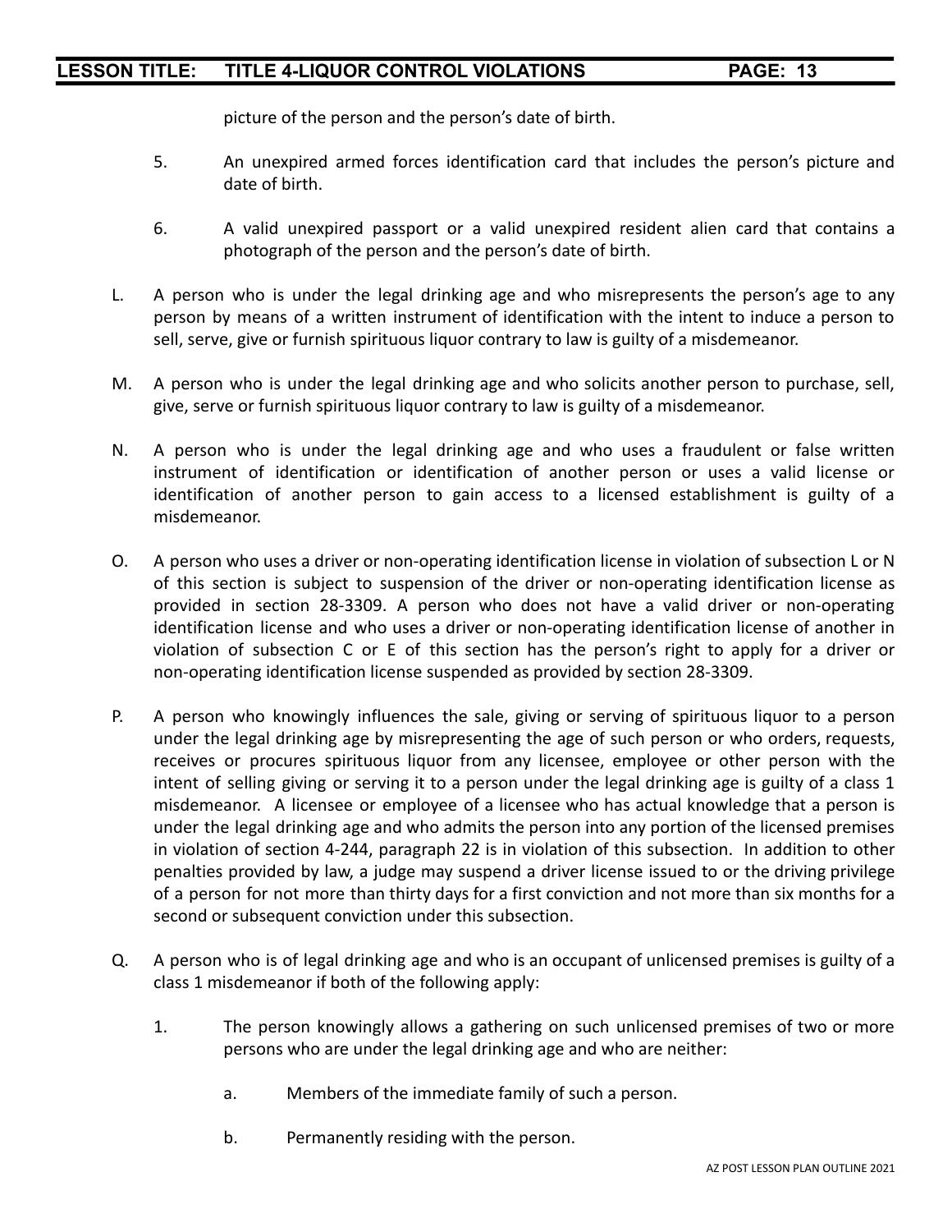picture of the person and the person's date of birth.

5. An unexpired armed forces identification card that includes the person's picture and date of birth.

6. A valid unexpired passport or a valid unexpired resident alien card that contains a photograph of the person and the person's date of birth.

L. A person who is under the legal drinking age and who misrepresents the person's age to any person by means of a written instrument of identification with the intent to induce a person to sell, serve, give or furnish spirituous liquor contrary to law is guilty of a misdemeanor.

M. A person who is under the legal drinking age and who solicits another person to purchase, sell, give, serve or furnish spirituous liquor contrary to law is guilty of a misdemeanor.

N. A person who is under the legal drinking age and who uses a fraudulent or false written instrument of identification or identification of another person or uses a valid license or identification of another person to gain access to a licensed establishment is guilty of a misdemeanor.

O. A person who uses a driver or non-operating identification license in violation of subsection L or N of this section is subject to suspension of the driver or non-operating identification license as provided in section 28-3309. A person who does not have a valid driver or non-operating identification license and who uses a driver or non-operating identification license of another in violation of subsection C or E of this section has the person's right to apply for a driver or non-operating identification license suspended as provided by section 28-3309.

P. A person who knowingly influences the sale, giving or serving of spirituous liquor to a person under the legal drinking age by misrepresenting the age of such person or who orders, requests, receives or procures spirituous liquor from any licensee, employee or other person with the intent of selling giving or serving it to a person under the legal drinking age is guilty of a class 1 misdemeanor. A licensee or employee of a licensee who has actual knowledge that a person is under the legal drinking age and who admits the person into any portion of the licensed premises in violation of section 4-244, paragraph 22 is in violation of this subsection. In addition to other penalties provided by law, a judge may suspend a driver license issued to or the driving privilege of a person for not more than thirty days for a first conviction and not more than six months for a second or subsequent conviction under this subsection.

Q. A person who is of legal drinking age and who is an occupant of unlicensed premises is guilty of a class 1 misdemeanor if both of the following apply:

1. The person knowingly allows a gathering on such unlicensed premises of two or more persons who are under the legal drinking age and who are neither:

   a. Members of the immediate family of such a person.

   b. Permanently residing with the person.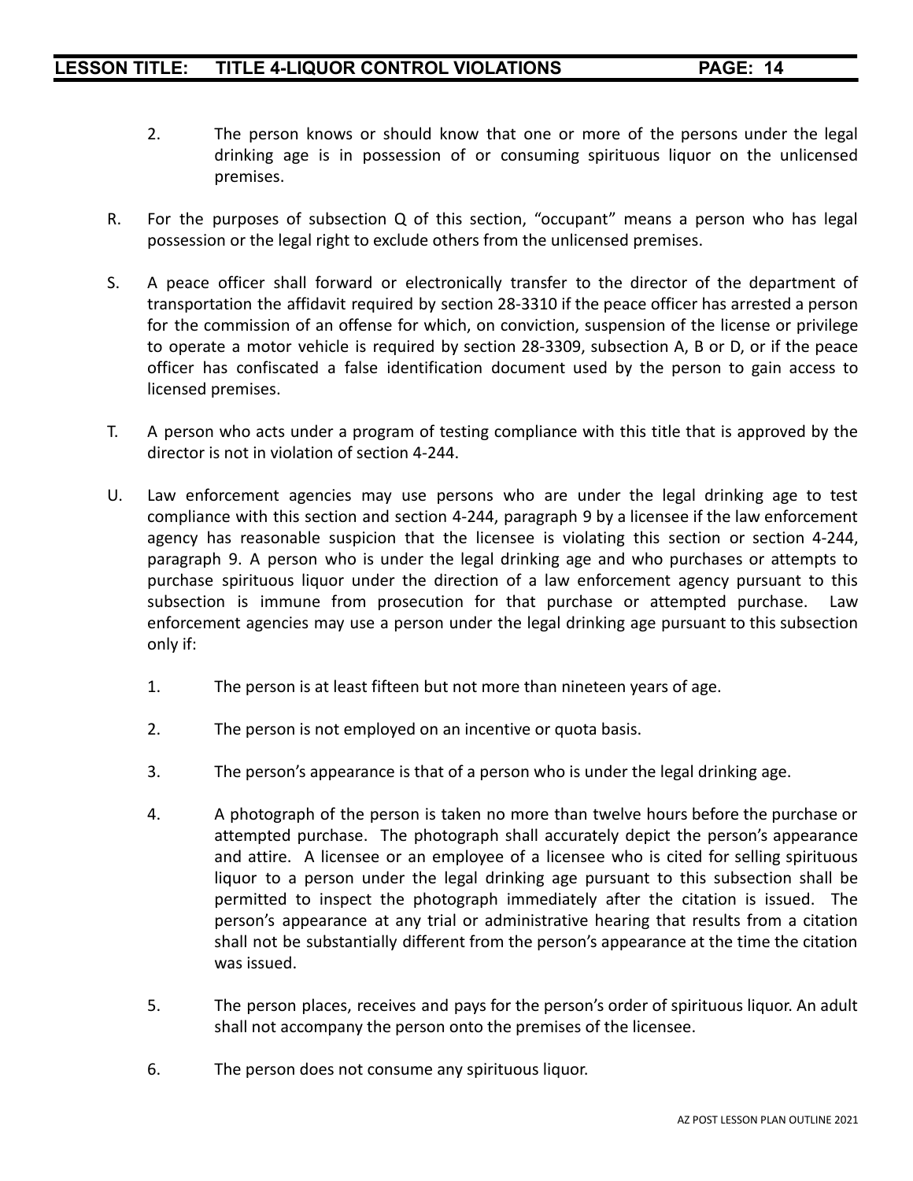2. The person knows or should know that one or more of the persons under the legal drinking age is in possession of or consuming spirituous liquor on the unlicensed premises.

R. For the purposes of subsection Q of this section, "occupant" means a person who has legal possession or the legal right to exclude others from the unlicensed premises.

S. A peace officer shall forward or electronically transfer to the director of the department of transportation the affidavit required by section 28-3310 if the peace officer has arrested a person for the commission of an offense for which, on conviction, suspension of the license or privilege to operate a motor vehicle is required by section 28-3309, subsection A, B or D, or if the peace officer has confiscated a false identification document used by the person to gain access to licensed premises.

T. A person who acts under a program of testing compliance with this title that is approved by the director is not in violation of section 4-244.

U. Law enforcement agencies may use persons who are under the legal drinking age to test compliance with this section and section 4-244, paragraph 9 by a licensee if the law enforcement agency has reasonable suspicion that the licensee is violating this section or section 4-244, paragraph 9. A person who is under the legal drinking age and who purchases or attempts to purchase spirituous liquor under the direction of a law enforcement agency pursuant to this subsection is immune from prosecution for that purchase or attempted purchase. Law enforcement agencies may use a person under the legal drinking age pursuant to this subsection only if:

1. The person is at least fifteen but not more than nineteen years of age.

2. The person is not employed on an incentive or quota basis.

3. The person's appearance is that of a person who is under the legal drinking age.

4. A photograph of the person is taken no more than twelve hours before the purchase or attempted purchase. The photograph shall accurately depict the person's appearance and attire. A licensee or an employee of a licensee who is cited for selling spirituous liquor to a person under the legal drinking age pursuant to this subsection shall be permitted to inspect the photograph immediately after the citation is issued. The person's appearance at any trial or administrative hearing that results from a citation shall not be substantially different from the person's appearance at the time the citation was issued.

5. The person places, receives and pays for the person's order of spirituous liquor. An adult shall not accompany the person onto the premises of the licensee.

6. The person does not consume any spirituous liquor.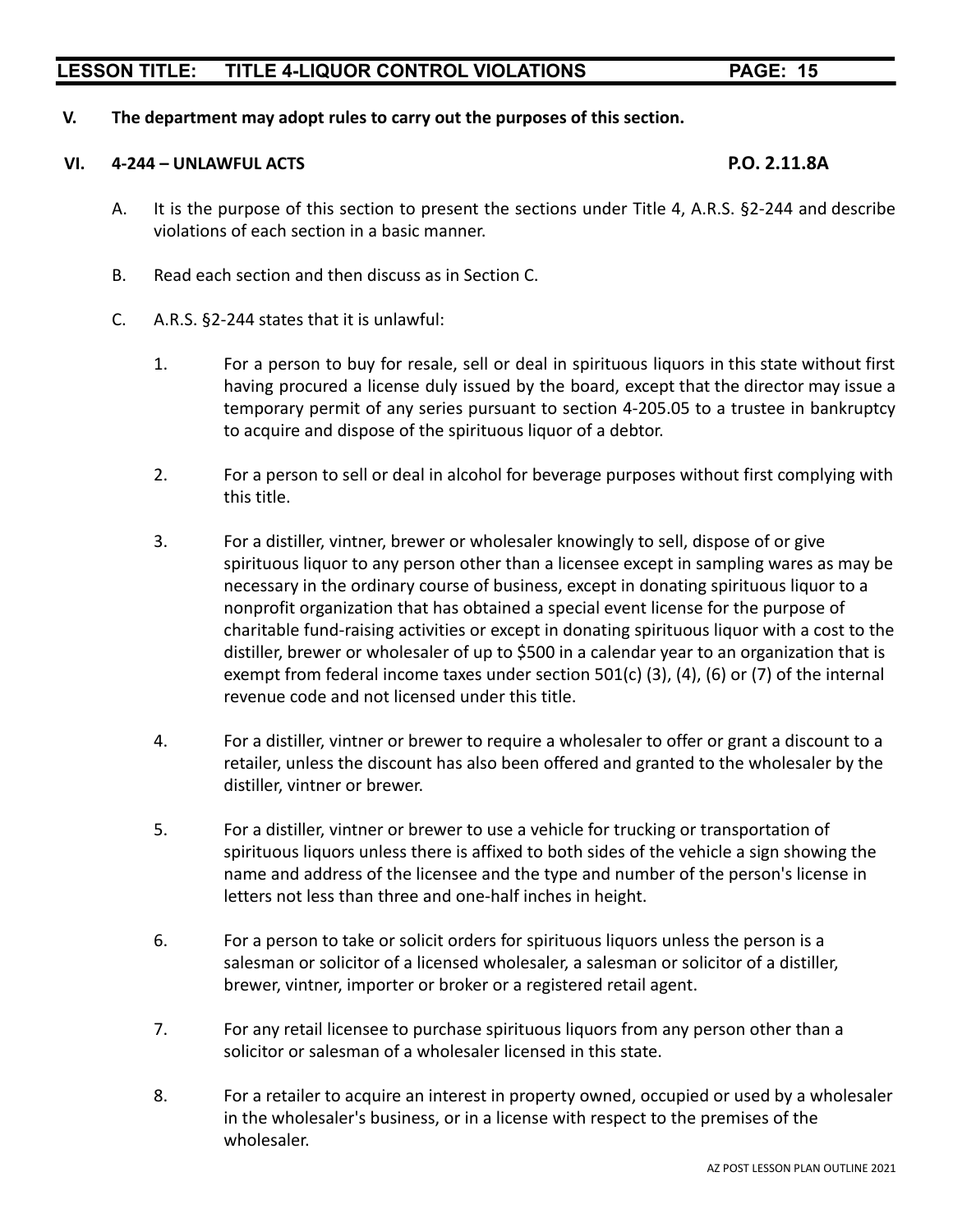**V. The department may adopt rules to carry out the purposes of this section.**

## VI. 4-244 – UNLAWFUL ACTS P.O. 2.11.8A

A. It is the purpose of this section to present the sections under Title 4, A.R.S. §2-244 and describe violations of each section in a basic manner.

B. Read each section and then discuss as in Section C.

C. A.R.S. §2-244 states that it is unlawful:

1. For a person to buy for resale, sell or deal in spirituous liquors in this state without first having procured a license duly issued by the board, except that the director may issue a temporary permit of any series pursuant to section 4-205.05 to a trustee in bankruptcy to acquire and dispose of the spirituous liquor of a debtor.

2. For a person to sell or deal in alcohol for beverage purposes without first complying with this title.

3. For a distiller, vintner, brewer or wholesaler knowingly to sell, dispose of or give spirituous liquor to any person other than a licensee except in sampling wares as may be necessary in the ordinary course of business, except in donating spirituous liquor to a nonprofit organization that has obtained a special event license for the purpose of charitable fund-raising activities or except in donating spirituous liquor with a cost to the distiller, brewer or wholesaler of up to $500 in a calendar year to an organization that is exempt from federal income taxes under section 501(c) (3), (4), (6) or (7) of the internal revenue code and not licensed under this title.

4. For a distiller, vintner or brewer to require a wholesaler to offer or grant a discount to a retailer, unless the discount has also been offered and granted to the wholesaler by the distiller, vintner or brewer.

5. For a distiller, vintner or brewer to use a vehicle for trucking or transportation of spirituous liquors unless there is affixed to both sides of the vehicle a sign showing the name and address of the licensee and the type and number of the person's license in letters not less than three and one-half inches in height.

6. For a person to take or solicit orders for spirituous liquors unless the person is a salesman or solicitor of a licensed wholesaler, a salesman or solicitor of a distiller, brewer, vintner, importer or broker or a registered retail agent.

7. For any retail licensee to purchase spirituous liquors from any person other than a solicitor or salesman of a wholesaler licensed in this state.

8. For a retailer to acquire an interest in property owned, occupied or used by a wholesaler in the wholesaler's business, or in a license with respect to the premises of the wholesaler.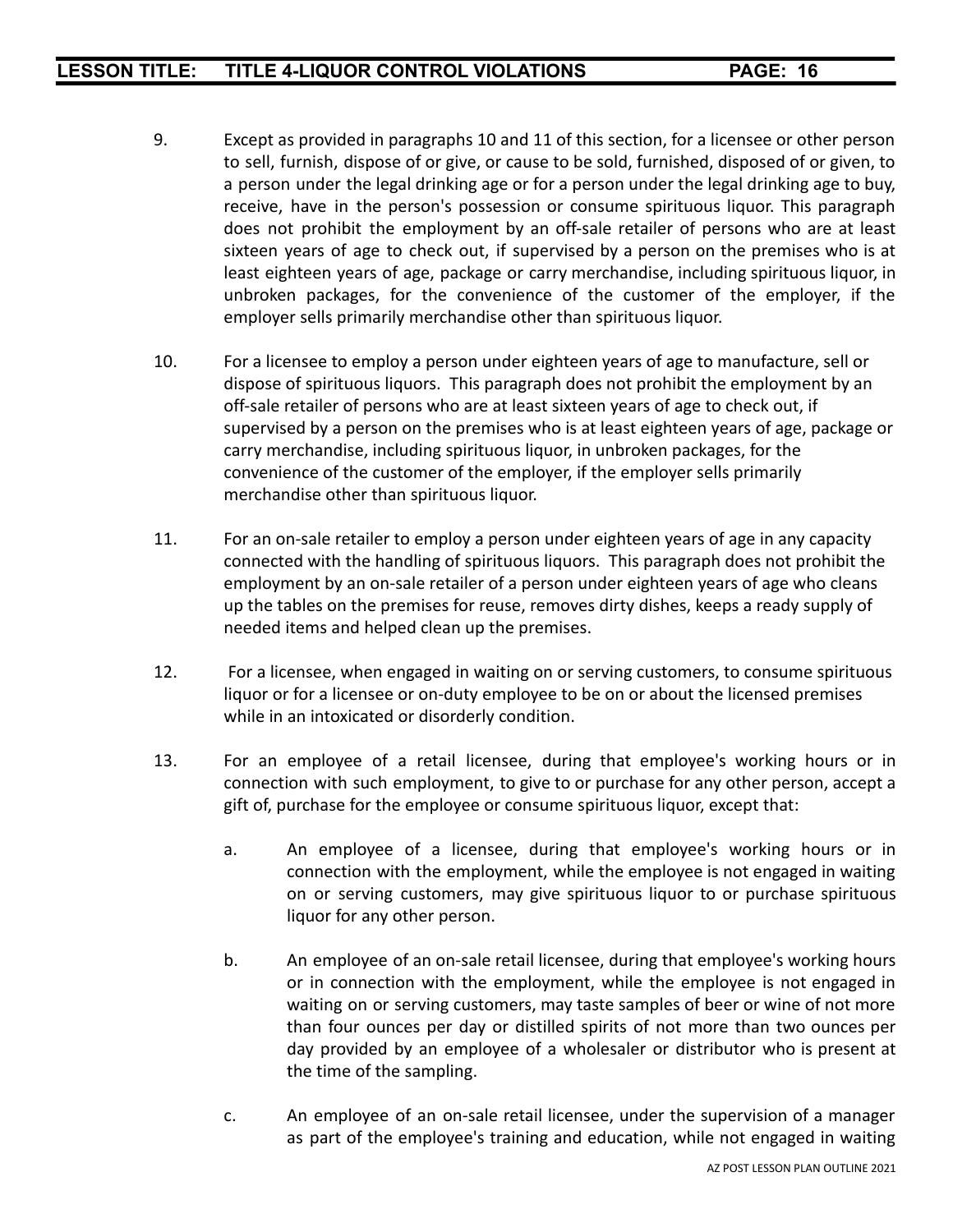9. Except as provided in paragraphs 10 and 11 of this section, for a licensee or other person to sell, furnish, dispose of or give, or cause to be sold, furnished, disposed of or given, to a person under the legal drinking age or for a person under the legal drinking age to buy, receive, have in the person's possession or consume spirituous liquor. This paragraph does not prohibit the employment by an off-sale retailer of persons who are at least sixteen years of age to check out, if supervised by a person on the premises who is at least eighteen years of age, package or carry merchandise, including spirituous liquor, in unbroken packages, for the convenience of the customer of the employer, if the employer sells primarily merchandise other than spirituous liquor.

10. For a licensee to employ a person under eighteen years of age to manufacture, sell or dispose of spirituous liquors. This paragraph does not prohibit the employment by an off-sale retailer of persons who are at least sixteen years of age to check out, if supervised by a person on the premises who is at least eighteen years of age, package or carry merchandise, including spirituous liquor, in unbroken packages, for the convenience of the customer of the employer, if the employer sells primarily merchandise other than spirituous liquor.

11. For an on-sale retailer to employ a person under eighteen years of age in any capacity connected with the handling of spirituous liquors. This paragraph does not prohibit the employment by an on-sale retailer of a person under eighteen years of age who cleans up the tables on the premises for reuse, removes dirty dishes, keeps a ready supply of needed items and helped clean up the premises.

12. For a licensee, when engaged in waiting on or serving customers, to consume spirituous liquor or for a licensee or on-duty employee to be on or about the licensed premises while in an intoxicated or disorderly condition.

13. For an employee of a retail licensee, during that employee's working hours or in connection with such employment, to give to or purchase for any other person, accept a gift of, purchase for the employee or consume spirituous liquor, except that:

    a. An employee of a licensee, during that employee's working hours or in connection with the employment, while the employee is not engaged in waiting on or serving customers, may give spirituous liquor to or purchase spirituous liquor for any other person.

    b. An employee of an on-sale retail licensee, during that employee's working hours or in connection with the employment, while the employee is not engaged in waiting on or serving customers, may taste samples of beer or wine of not more than four ounces per day or distilled spirits of not more than two ounces per day provided by an employee of a wholesaler or distributor who is present at the time of the sampling.

    c. An employee of an on-sale retail licensee, under the supervision of a manager as part of the employee's training and education, while not engaged in waiting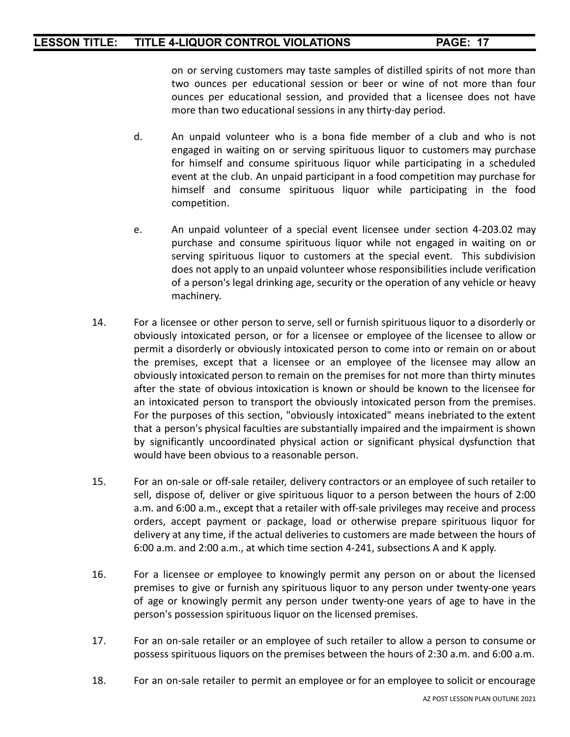on or serving customers may taste samples of distilled spirits of not more than two ounces per educational session or beer or wine of not more than four ounces per educational session, and provided that a licensee does not have more than two educational sessions in any thirty-day period.

d. An unpaid volunteer who is a bona fide member of a club and who is not engaged in waiting on or serving spirituous liquor to customers may purchase for himself and consume spirituous liquor while participating in a scheduled event at the club. An unpaid participant in a food competition may purchase for himself and consume spirituous liquor while participating in the food competition.

e. An unpaid volunteer of a special event licensee under section 4-203.02 may purchase and consume spirituous liquor while not engaged in waiting on or serving spirituous liquor to customers at the special event. This subdivision does not apply to an unpaid volunteer whose responsibilities include verification of a person's legal drinking age, security or the operation of any vehicle or heavy machinery.

14. For a licensee or other person to serve, sell or furnish spirituous liquor to a disorderly or obviously intoxicated person, or for a licensee or employee of the licensee to allow or permit a disorderly or obviously intoxicated person to come into or remain on or about the premises, except that a licensee or an employee of the licensee may allow an obviously intoxicated person to remain on the premises for not more than thirty minutes after the state of obvious intoxication is known or should be known to the licensee for an intoxicated person to transport the obviously intoxicated person from the premises. For the purposes of this section, "obviously intoxicated" means inebriated to the extent that a person's physical faculties are substantially impaired and the impairment is shown by significantly uncoordinated physical action or significant physical dysfunction that would have been obvious to a reasonable person.

15. For an on-sale or off-sale retailer, delivery contractors or an employee of such retailer to sell, dispose of, deliver or give spirituous liquor to a person between the hours of 2:00 a.m. and 6:00 a.m., except that a retailer with off-sale privileges may receive and process orders, accept payment or package, load or otherwise prepare spirituous liquor for delivery at any time, if the actual deliveries to customers are made between the hours of 6:00 a.m. and 2:00 a.m., at which time section 4-241, subsections A and K apply.

16. For a licensee or employee to knowingly permit any person on or about the licensed premises to give or furnish any spirituous liquor to any person under twenty-one years of age or knowingly permit any person under twenty-one years of age to have in the person's possession spirituous liquor on the licensed premises.

17. For an on-sale retailer or an employee of such retailer to allow a person to consume or possess spirituous liquors on the premises between the hours of 2:30 a.m. and 6:00 a.m.

18. For an on-sale retailer to permit an employee or for an employee to solicit or encourage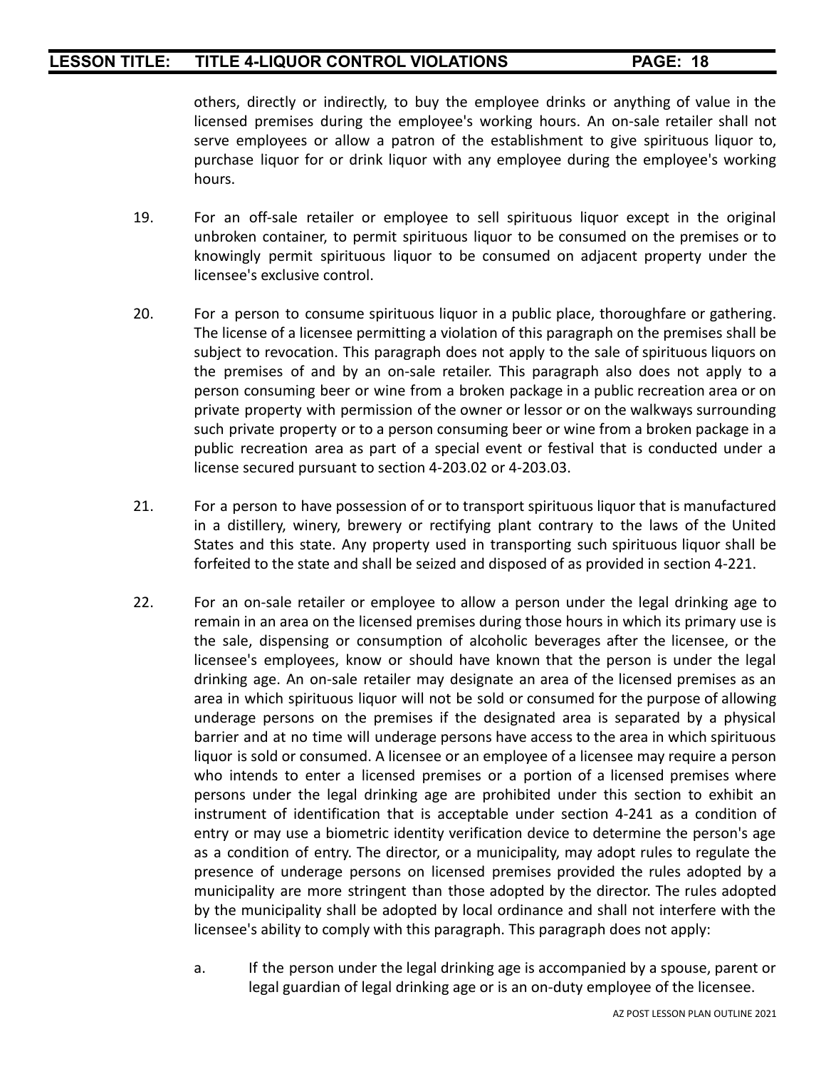others, directly or indirectly, to buy the employee drinks or anything of value in the licensed premises during the employee's working hours. An on-sale retailer shall not serve employees or allow a patron of the establishment to give spirituous liquor to, purchase liquor for or drink liquor with any employee during the employee's working hours.

19. For an off-sale retailer or employee to sell spirituous liquor except in the original unbroken container, to permit spirituous liquor to be consumed on the premises or to knowingly permit spirituous liquor to be consumed on adjacent property under the licensee's exclusive control.

20. For a person to consume spirituous liquor in a public place, thoroughfare or gathering. The license of a licensee permitting a violation of this paragraph on the premises shall be subject to revocation. This paragraph does not apply to the sale of spirituous liquors on the premises of and by an on-sale retailer. This paragraph also does not apply to a person consuming beer or wine from a broken package in a public recreation area or on private property with permission of the owner or lessor or on the walkways surrounding such private property or to a person consuming beer or wine from a broken package in a public recreation area as part of a special event or festival that is conducted under a license secured pursuant to section 4-203.02 or 4-203.03.

21. For a person to have possession of or to transport spirituous liquor that is manufactured in a distillery, winery, brewery or rectifying plant contrary to the laws of the United States and this state. Any property used in transporting such spirituous liquor shall be forfeited to the state and shall be seized and disposed of as provided in section 4-221.

22. For an on-sale retailer or employee to allow a person under the legal drinking age to remain in an area on the licensed premises during those hours in which its primary use is the sale, dispensing or consumption of alcoholic beverages after the licensee, or the licensee's employees, know or should have known that the person is under the legal drinking age. An on-sale retailer may designate an area of the licensed premises as an area in which spirituous liquor will not be sold or consumed for the purpose of allowing underage persons on the premises if the designated area is separated by a physical barrier and at no time will underage persons have access to the area in which spirituous liquor is sold or consumed. A licensee or an employee of a licensee may require a person who intends to enter a licensed premises or a portion of a licensed premises where persons under the legal drinking age are prohibited under this section to exhibit an instrument of identification that is acceptable under section 4-241 as a condition of entry or may use a biometric identity verification device to determine the person's age as a condition of entry. The director, or a municipality, may adopt rules to regulate the presence of underage persons on licensed premises provided the rules adopted by a municipality are more stringent than those adopted by the director. The rules adopted by the municipality shall be adopted by local ordinance and shall not interfere with the licensee's ability to comply with this paragraph. This paragraph does not apply:

   a. If the person under the legal drinking age is accompanied by a spouse, parent or legal guardian of legal drinking age or is an on-duty employee of the licensee.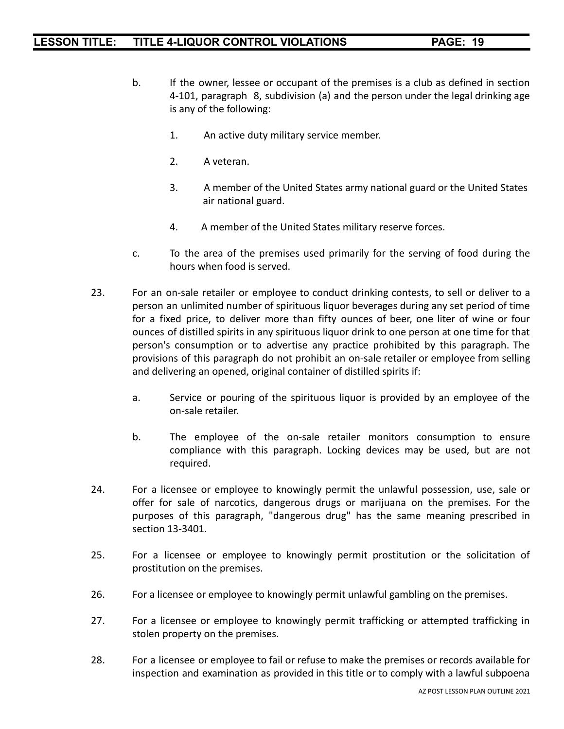b. If the owner, lessee or occupant of the premises is a club as defined in section 4-101, paragraph 8, subdivision (a) and the person under the legal drinking age is any of the following:

   1. An active duty military service member.

   2. A veteran.

   3. A member of the United States army national guard or the United States air national guard.

   4. A member of the United States military reserve forces.

c. To the area of the premises used primarily for the serving of food during the hours when food is served.

23. For an on-sale retailer or employee to conduct drinking contests, to sell or deliver to a person an unlimited number of spirituous liquor beverages during any set period of time for a fixed price, to deliver more than fifty ounces of beer, one liter of wine or four ounces of distilled spirits in any spirituous liquor drink to one person at one time for that person's consumption or to advertise any practice prohibited by this paragraph. The provisions of this paragraph do not prohibit an on-sale retailer or employee from selling and delivering an opened, original container of distilled spirits if:

    a. Service or pouring of the spirituous liquor is provided by an employee of the on-sale retailer.

    b. The employee of the on-sale retailer monitors consumption to ensure compliance with this paragraph. Locking devices may be used, but are not required.

24. For a licensee or employee to knowingly permit the unlawful possession, use, sale or offer for sale of narcotics, dangerous drugs or marijuana on the premises. For the purposes of this paragraph, "dangerous drug" has the same meaning prescribed in section 13-3401.

25. For a licensee or employee to knowingly permit prostitution or the solicitation of prostitution on the premises.

26. For a licensee or employee to knowingly permit unlawful gambling on the premises.

27. For a licensee or employee to knowingly permit trafficking or attempted trafficking in stolen property on the premises.

28. For a licensee or employee to fail or refuse to make the premises or records available for inspection and examination as provided in this title or to comply with a lawful subpoena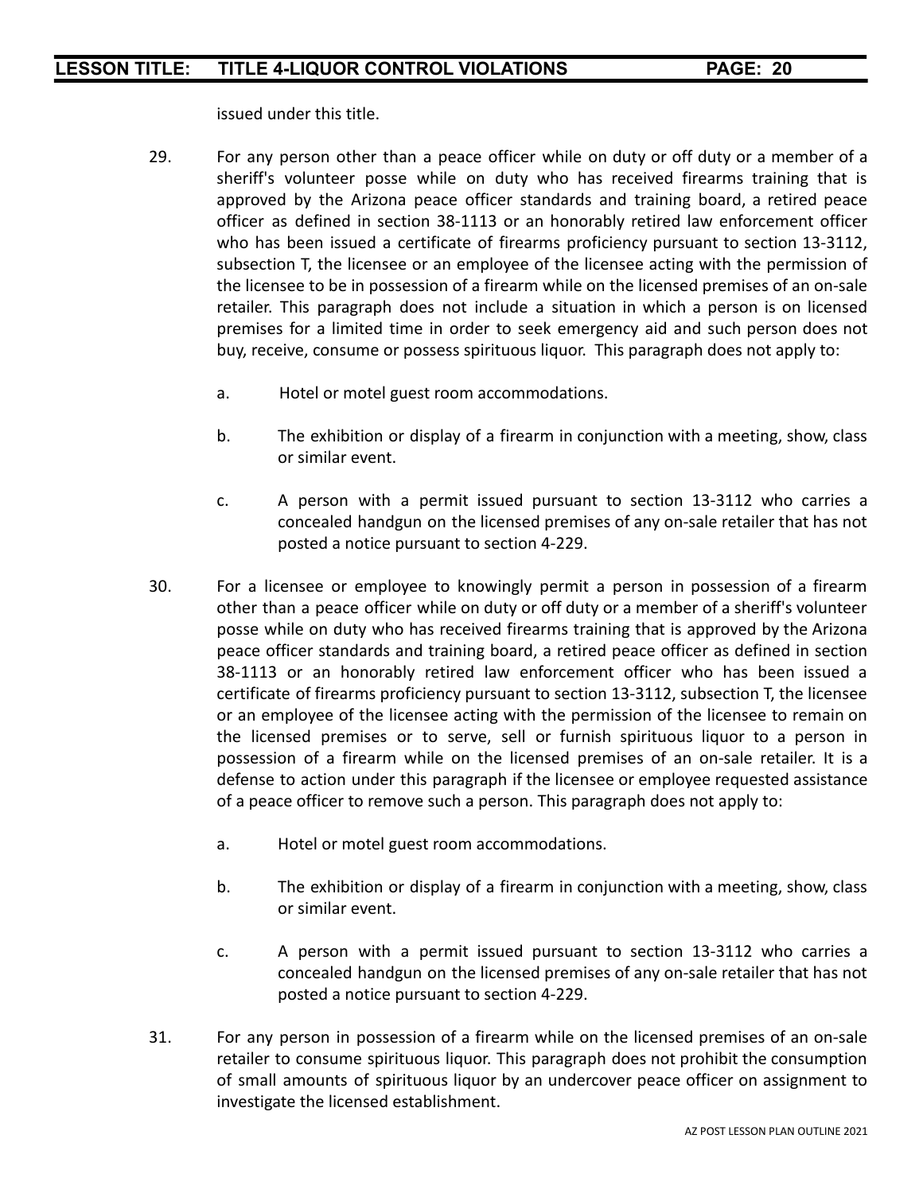issued under this title.

29. For any person other than a peace officer while on duty or off duty or a member of a sheriff's volunteer posse while on duty who has received firearms training that is approved by the Arizona peace officer standards and training board, a retired peace officer as defined in section 38-1113 or an honorably retired law enforcement officer who has been issued a certificate of firearms proficiency pursuant to section 13-3112, subsection T, the licensee or an employee of the licensee acting with the permission of the licensee to be in possession of a firearm while on the licensed premises of an on-sale retailer. This paragraph does not include a situation in which a person is on licensed premises for a limited time in order to seek emergency aid and such person does not buy, receive, consume or possess spirituous liquor. This paragraph does not apply to:

    a. Hotel or motel guest room accommodations.

    b. The exhibition or display of a firearm in conjunction with a meeting, show, class or similar event.

    c. A person with a permit issued pursuant to section 13-3112 who carries a concealed handgun on the licensed premises of any on-sale retailer that has not posted a notice pursuant to section 4-229.

30. For a licensee or employee to knowingly permit a person in possession of a firearm other than a peace officer while on duty or off duty or a member of a sheriff's volunteer posse while on duty who has received firearms training that is approved by the Arizona peace officer standards and training board, a retired peace officer as defined in section 38-1113 or an honorably retired law enforcement officer who has been issued a certificate of firearms proficiency pursuant to section 13-3112, subsection T, the licensee or an employee of the licensee acting with the permission of the licensee to remain on the licensed premises or to serve, sell or furnish spirituous liquor to a person in possession of a firearm while on the licensed premises of an on-sale retailer. It is a defense to action under this paragraph if the licensee or employee requested assistance of a peace officer to remove such a person. This paragraph does not apply to:

    a. Hotel or motel guest room accommodations.

    b. The exhibition or display of a firearm in conjunction with a meeting, show, class or similar event.

    c. A person with a permit issued pursuant to section 13-3112 who carries a concealed handgun on the licensed premises of any on-sale retailer that has not posted a notice pursuant to section 4-229.

31. For any person in possession of a firearm while on the licensed premises of an on-sale retailer to consume spirituous liquor. This paragraph does not prohibit the consumption of small amounts of spirituous liquor by an undercover peace officer on assignment to investigate the licensed establishment.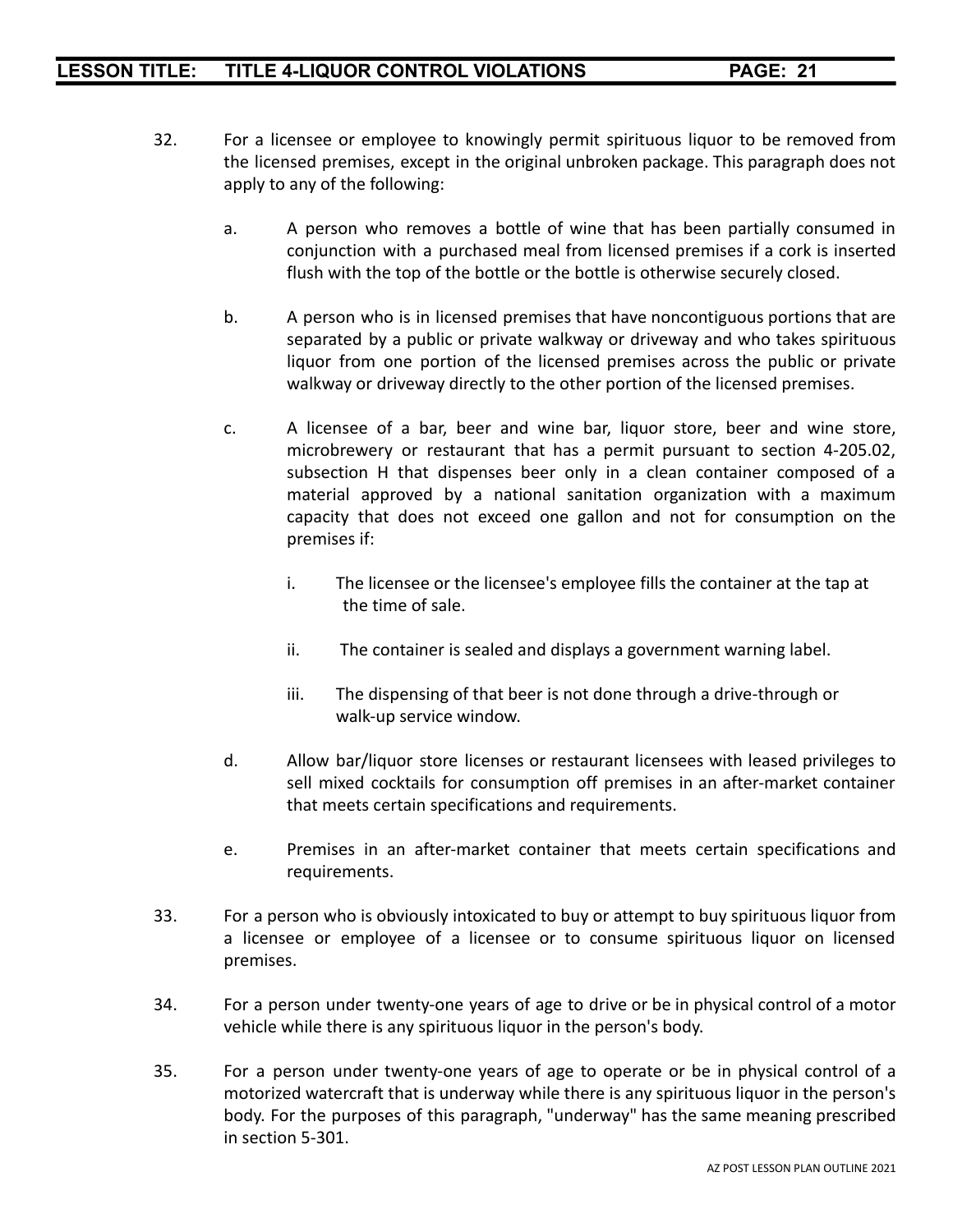32. For a licensee or employee to knowingly permit spirituous liquor to be removed from the licensed premises, except in the original unbroken package. This paragraph does not apply to any of the following:

    a. A person who removes a bottle of wine that has been partially consumed in conjunction with a purchased meal from licensed premises if a cork is inserted flush with the top of the bottle or the bottle is otherwise securely closed.

    b. A person who is in licensed premises that have noncontiguous portions that are separated by a public or private walkway or driveway and who takes spirituous liquor from one portion of the licensed premises across the public or private walkway or driveway directly to the other portion of the licensed premises.

    c. A licensee of a bar, beer and wine bar, liquor store, beer and wine store, microbrewery or restaurant that has a permit pursuant to section 4-205.02, subsection H that dispenses beer only in a clean container composed of a material approved by a national sanitation organization with a maximum capacity that does not exceed one gallon and not for consumption on the premises if:

        i. The licensee or the licensee's employee fills the container at the tap at the time of sale.

        ii. The container is sealed and displays a government warning label.

        iii. The dispensing of that beer is not done through a drive-through or walk-up service window.

    d. Allow bar/liquor store licenses or restaurant licensees with leased privileges to sell mixed cocktails for consumption off premises in an after-market container that meets certain specifications and requirements.

    e. Premises in an after-market container that meets certain specifications and requirements.

33. For a person who is obviously intoxicated to buy or attempt to buy spirituous liquor from a licensee or employee of a licensee or to consume spirituous liquor on licensed premises.

34. For a person under twenty-one years of age to drive or be in physical control of a motor vehicle while there is any spirituous liquor in the person's body.

35. For a person under twenty-one years of age to operate or be in physical control of a motorized watercraft that is underway while there is any spirituous liquor in the person's body. For the purposes of this paragraph, "underway" has the same meaning prescribed in section 5-301.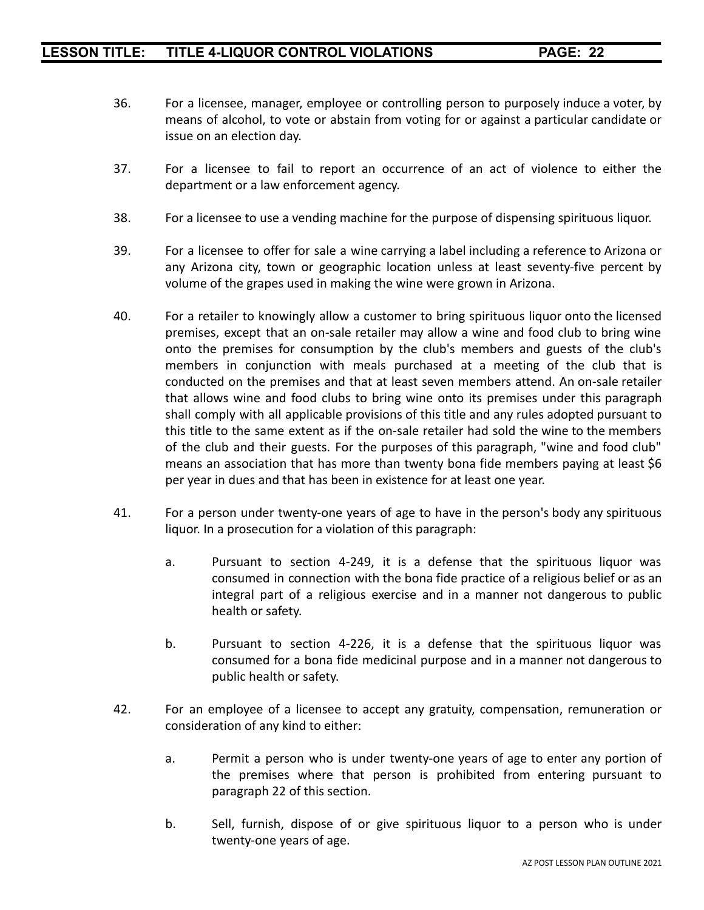36. For a licensee, manager, employee or controlling person to purposely induce a voter, by means of alcohol, to vote or abstain from voting for or against a particular candidate or issue on an election day.

37. For a licensee to fail to report an occurrence of an act of violence to either the department or a law enforcement agency.

38. For a licensee to use a vending machine for the purpose of dispensing spirituous liquor.

39. For a licensee to offer for sale a wine carrying a label including a reference to Arizona or any Arizona city, town or geographic location unless at least seventy-five percent by volume of the grapes used in making the wine were grown in Arizona.

40. For a retailer to knowingly allow a customer to bring spirituous liquor onto the licensed premises, except that an on-sale retailer may allow a wine and food club to bring wine onto the premises for consumption by the club's members and guests of the club's members in conjunction with meals purchased at a meeting of the club that is conducted on the premises and that at least seven members attend. An on-sale retailer that allows wine and food clubs to bring wine onto its premises under this paragraph shall comply with all applicable provisions of this title and any rules adopted pursuant to this title to the same extent as if the on-sale retailer had sold the wine to the members of the club and their guests. For the purposes of this paragraph, "wine and food club" means an association that has more than twenty bona fide members paying at least $6 per year in dues and that has been in existence for at least one year.

41. For a person under twenty-one years of age to have in the person's body any spirituous liquor. In a prosecution for a violation of this paragraph:

    a. Pursuant to section 4-249, it is a defense that the spirituous liquor was consumed in connection with the bona fide practice of a religious belief or as an integral part of a religious exercise and in a manner not dangerous to public health or safety.

    b. Pursuant to section 4-226, it is a defense that the spirituous liquor was consumed for a bona fide medicinal purpose and in a manner not dangerous to public health or safety.

42. For an employee of a licensee to accept any gratuity, compensation, remuneration or consideration of any kind to either:

    a. Permit a person who is under twenty-one years of age to enter any portion of the premises where that person is prohibited from entering pursuant to paragraph 22 of this section.

    b. Sell, furnish, dispose of or give spirituous liquor to a person who is under twenty-one years of age.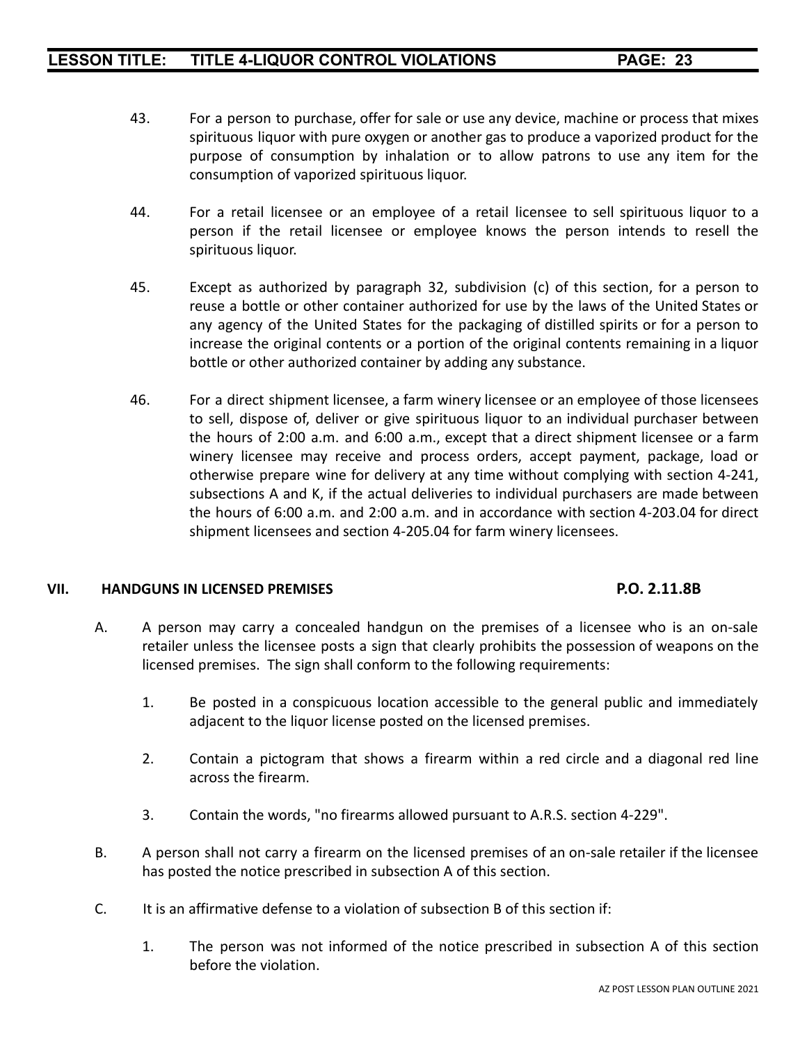43. For a person to purchase, offer for sale or use any device, machine or process that mixes spirituous liquor with pure oxygen or another gas to produce a vaporized product for the purpose of consumption by inhalation or to allow patrons to use any item for the consumption of vaporized spirituous liquor.

44. For a retail licensee or an employee of a retail licensee to sell spirituous liquor to a person if the retail licensee or employee knows the person intends to resell the spirituous liquor.

45. Except as authorized by paragraph 32, subdivision (c) of this section, for a person to reuse a bottle or other container authorized for use by the laws of the United States or any agency of the United States for the packaging of distilled spirits or for a person to increase the original contents or a portion of the original contents remaining in a liquor bottle or other authorized container by adding any substance.

46. For a direct shipment licensee, a farm winery licensee or an employee of those licensees to sell, dispose of, deliver or give spirituous liquor to an individual purchaser between the hours of 2:00 a.m. and 6:00 a.m., except that a direct shipment licensee or a farm winery licensee may receive and process orders, accept payment, package, load or otherwise prepare wine for delivery at any time without complying with section 4-241, subsections A and K, if the actual deliveries to individual purchasers are made between the hours of 6:00 a.m. and 2:00 a.m. and in accordance with section 4-203.04 for direct shipment licensees and section 4-205.04 for farm winery licensees.

## VII. HANDGUNS IN LICENSED PREMISES — P.O. 2.11.8B

A. A person may carry a concealed handgun on the premises of a licensee who is an on-sale retailer unless the licensee posts a sign that clearly prohibits the possession of weapons on the licensed premises. The sign shall conform to the following requirements:

   1. Be posted in a conspicuous location accessible to the general public and immediately adjacent to the liquor license posted on the licensed premises.

   2. Contain a pictogram that shows a firearm within a red circle and a diagonal red line across the firearm.

   3. Contain the words, "no firearms allowed pursuant to A.R.S. section 4-229".

B. A person shall not carry a firearm on the licensed premises of an on-sale retailer if the licensee has posted the notice prescribed in subsection A of this section.

C. It is an affirmative defense to a violation of subsection B of this section if:

   1. The person was not informed of the notice prescribed in subsection A of this section before the violation.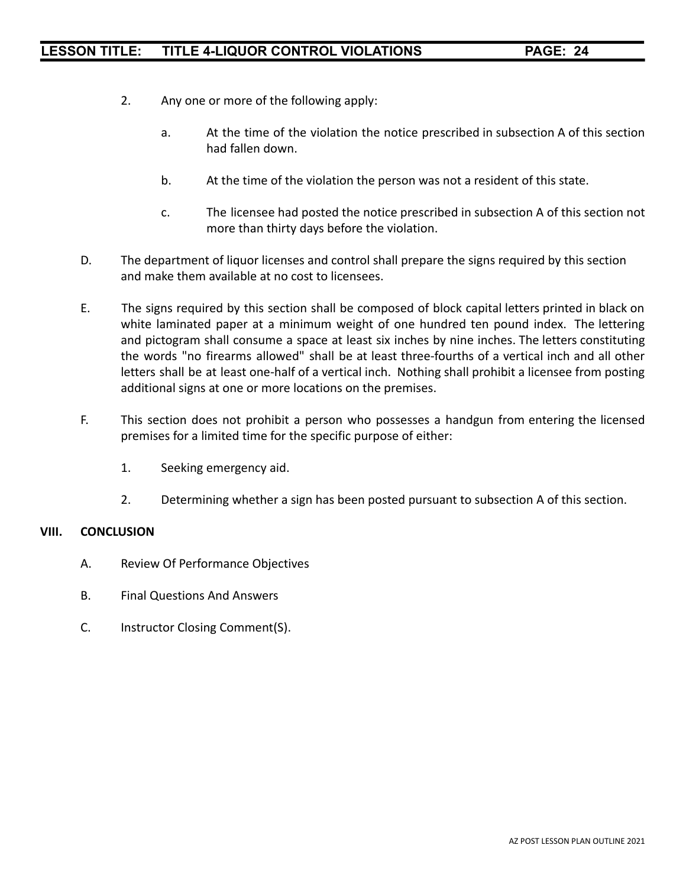2. Any one or more of the following apply:

   a. At the time of the violation the notice prescribed in subsection A of this section had fallen down.

   b. At the time of the violation the person was not a resident of this state.

   c. The licensee had posted the notice prescribed in subsection A of this section not more than thirty days before the violation.

D. The department of liquor licenses and control shall prepare the signs required by this section and make them available at no cost to licensees.

E. The signs required by this section shall be composed of block capital letters printed in black on white laminated paper at a minimum weight of one hundred ten pound index. The lettering and pictogram shall consume a space at least six inches by nine inches. The letters constituting the words "no firearms allowed" shall be at least three-fourths of a vertical inch and all other letters shall be at least one-half of a vertical inch. Nothing shall prohibit a licensee from posting additional signs at one or more locations on the premises.

F. This section does not prohibit a person who possesses a handgun from entering the licensed premises for a limited time for the specific purpose of either:

   1. Seeking emergency aid.

   2. Determining whether a sign has been posted pursuant to subsection A of this section.

## VIII. CONCLUSION

A. Review Of Performance Objectives

B. Final Questions And Answers

C. Instructor Closing Comment(S).